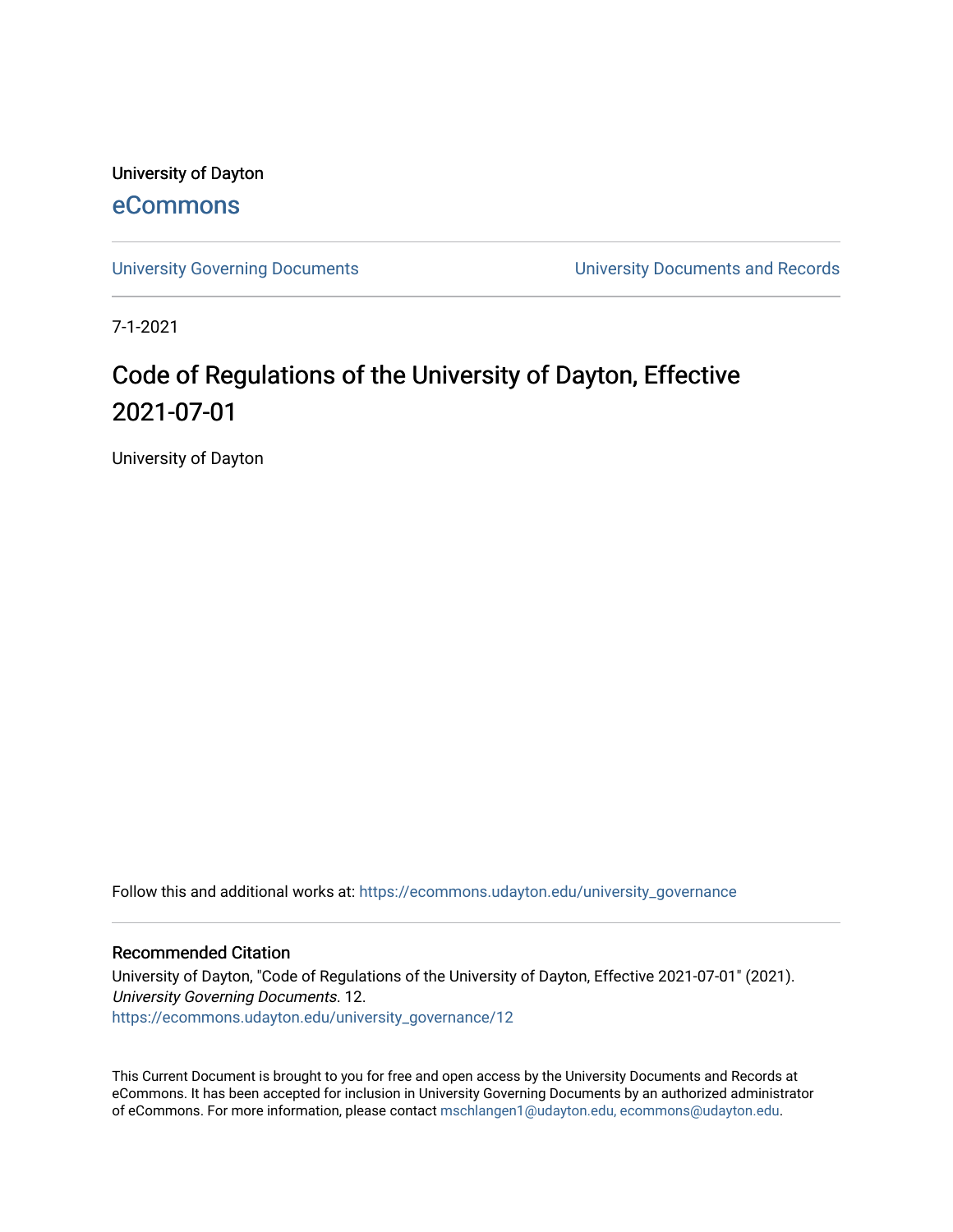University of Dayton

eCommons

University Governing Documents | University Documents and Records

7-1-2021

# Code of Regulations of the University of Dayton, Effective 2021-07-01

University of Dayton

Follow this and additional works at: https://ecommons.udayton.edu/university_governance

## Recommended Citation

University of Dayton, "Code of Regulations of the University of Dayton, Effective 2021-07-01" (2021). *University Governing Documents*. 12.
https://ecommons.udayton.edu/university_governance/12

This Current Document is brought to you for free and open access by the University Documents and Records at eCommons. It has been accepted for inclusion in University Governing Documents by an authorized administrator of eCommons. For more information, please contact mschlangen1@udayton.edu, ecommons@udayton.edu.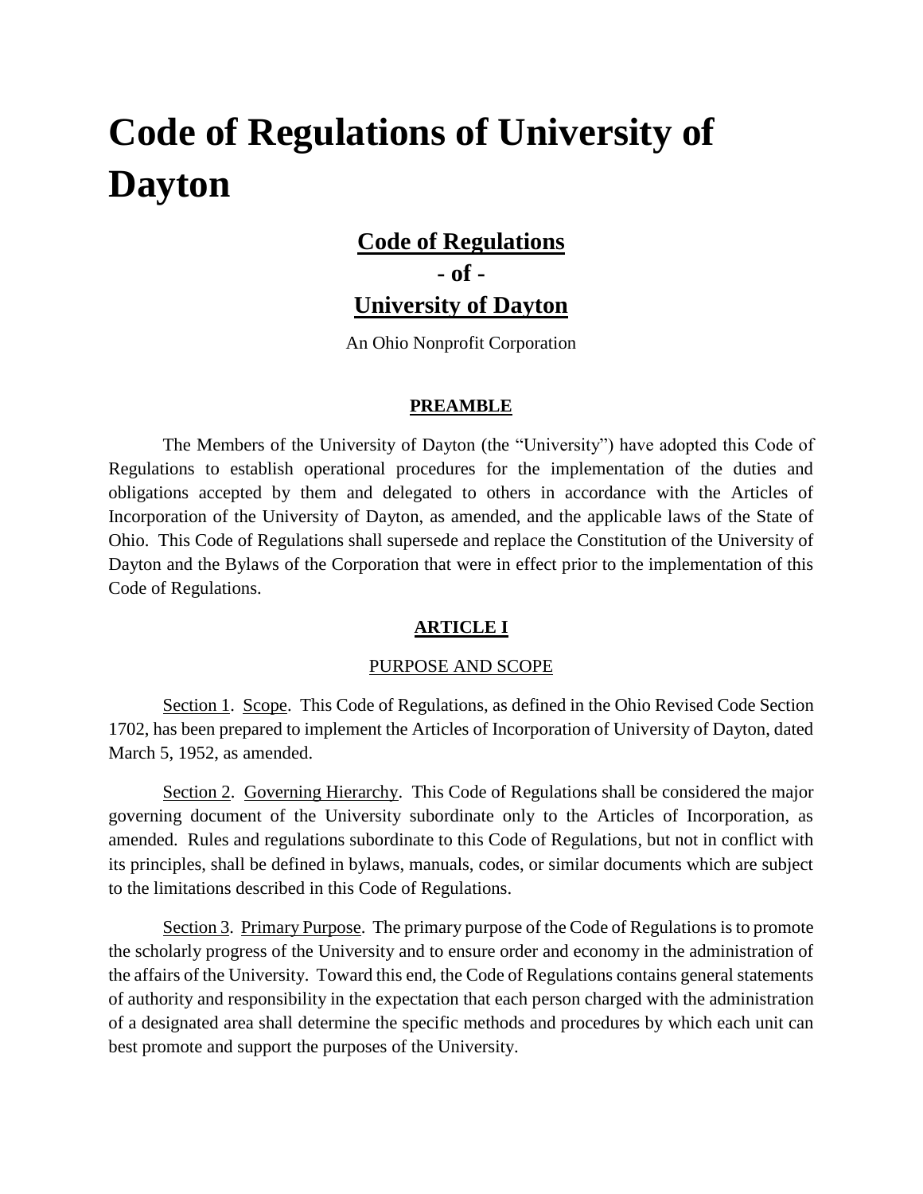# Code of Regulations of University of Dayton

## Code of Regulations

## - of -

## University of Dayton

An Ohio Nonprofit Corporation

### PREAMBLE

The Members of the University of Dayton (the "University") have adopted this Code of Regulations to establish operational procedures for the implementation of the duties and obligations accepted by them and delegated to others in accordance with the Articles of Incorporation of the University of Dayton, as amended, and the applicable laws of the State of Ohio. This Code of Regulations shall supersede and replace the Constitution of the University of Dayton and the Bylaws of the Corporation that were in effect prior to the implementation of this Code of Regulations.

### ARTICLE I

PURPOSE AND SCOPE

Section 1. Scope. This Code of Regulations, as defined in the Ohio Revised Code Section 1702, has been prepared to implement the Articles of Incorporation of University of Dayton, dated March 5, 1952, as amended.

Section 2. Governing Hierarchy. This Code of Regulations shall be considered the major governing document of the University subordinate only to the Articles of Incorporation, as amended. Rules and regulations subordinate to this Code of Regulations, but not in conflict with its principles, shall be defined in bylaws, manuals, codes, or similar documents which are subject to the limitations described in this Code of Regulations.

Section 3. Primary Purpose. The primary purpose of the Code of Regulations is to promote the scholarly progress of the University and to ensure order and economy in the administration of the affairs of the University. Toward this end, the Code of Regulations contains general statements of authority and responsibility in the expectation that each person charged with the administration of a designated area shall determine the specific methods and procedures by which each unit can best promote and support the purposes of the University.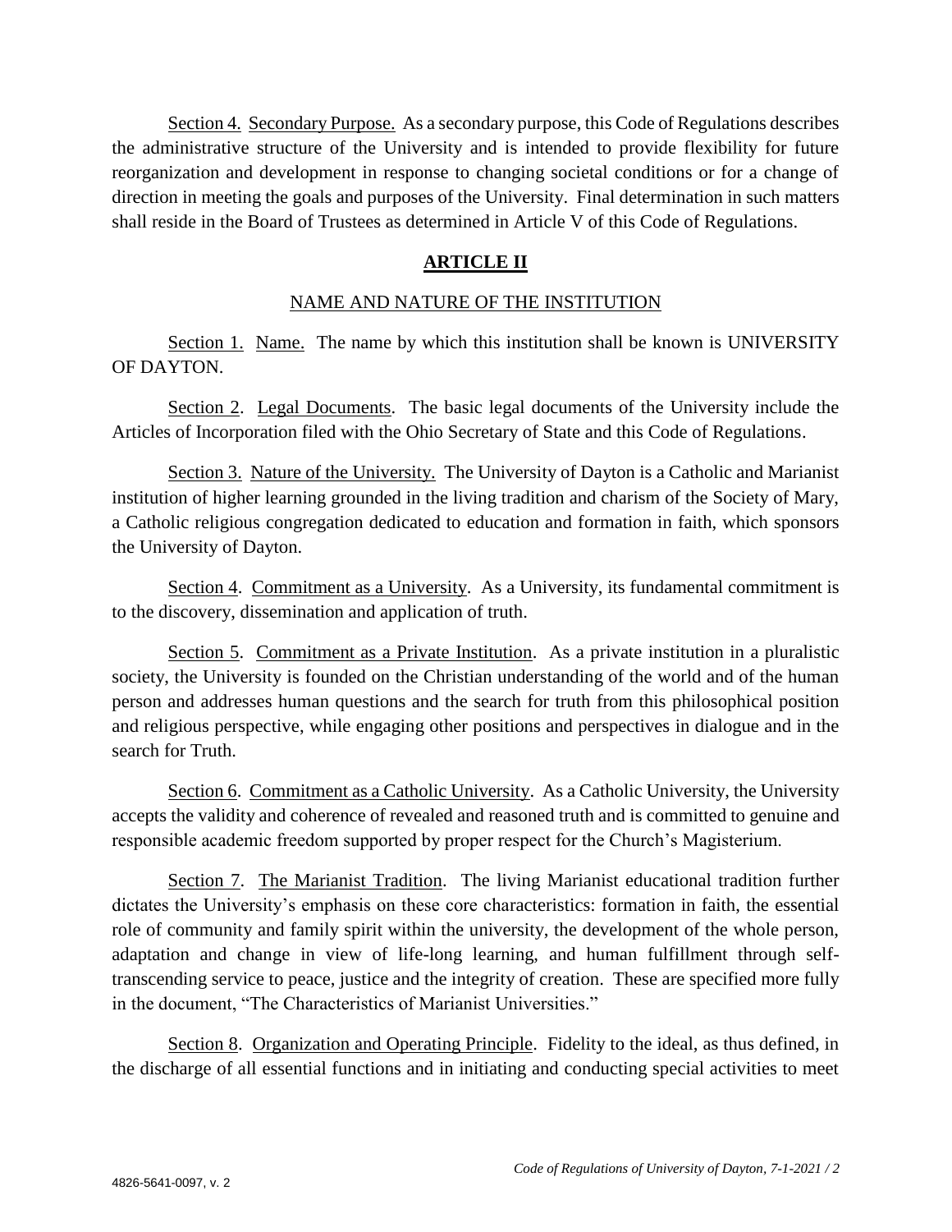Section 4. Secondary Purpose. As a secondary purpose, this Code of Regulations describes the administrative structure of the University and is intended to provide flexibility for future reorganization and development in response to changing societal conditions or for a change of direction in meeting the goals and purposes of the University. Final determination in such matters shall reside in the Board of Trustees as determined in Article V of this Code of Regulations.

## ARTICLE II

### NAME AND NATURE OF THE INSTITUTION

Section 1. Name. The name by which this institution shall be known is UNIVERSITY OF DAYTON.

Section 2. Legal Documents. The basic legal documents of the University include the Articles of Incorporation filed with the Ohio Secretary of State and this Code of Regulations.

Section 3. Nature of the University. The University of Dayton is a Catholic and Marianist institution of higher learning grounded in the living tradition and charism of the Society of Mary, a Catholic religious congregation dedicated to education and formation in faith, which sponsors the University of Dayton.

Section 4. Commitment as a University. As a University, its fundamental commitment is to the discovery, dissemination and application of truth.

Section 5. Commitment as a Private Institution. As a private institution in a pluralistic society, the University is founded on the Christian understanding of the world and of the human person and addresses human questions and the search for truth from this philosophical position and religious perspective, while engaging other positions and perspectives in dialogue and in the search for Truth.

Section 6. Commitment as a Catholic University. As a Catholic University, the University accepts the validity and coherence of revealed and reasoned truth and is committed to genuine and responsible academic freedom supported by proper respect for the Church's Magisterium.

Section 7. The Marianist Tradition. The living Marianist educational tradition further dictates the University's emphasis on these core characteristics: formation in faith, the essential role of community and family spirit within the university, the development of the whole person, adaptation and change in view of life-long learning, and human fulfillment through self-transcending service to peace, justice and the integrity of creation. These are specified more fully in the document, "The Characteristics of Marianist Universities."

Section 8. Organization and Operating Principle. Fidelity to the ideal, as thus defined, in the discharge of all essential functions and in initiating and conducting special activities to meet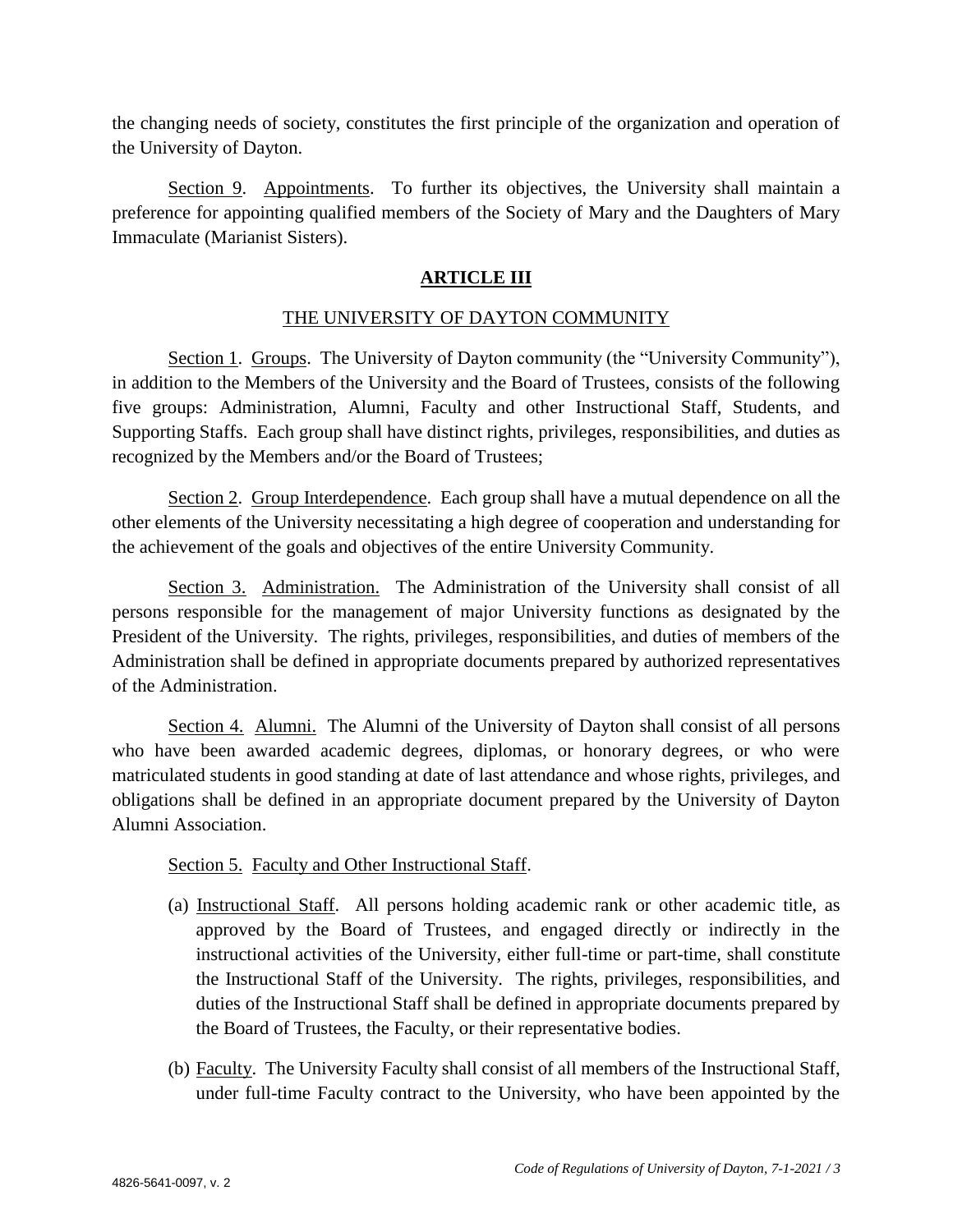the changing needs of society, constitutes the first principle of the organization and operation of the University of Dayton.

Section 9. Appointments. To further its objectives, the University shall maintain a preference for appointing qualified members of the Society of Mary and the Daughters of Mary Immaculate (Marianist Sisters).

## ARTICLE III

### THE UNIVERSITY OF DAYTON COMMUNITY

Section 1. Groups. The University of Dayton community (the "University Community"), in addition to the Members of the University and the Board of Trustees, consists of the following five groups: Administration, Alumni, Faculty and other Instructional Staff, Students, and Supporting Staffs. Each group shall have distinct rights, privileges, responsibilities, and duties as recognized by the Members and/or the Board of Trustees;

Section 2. Group Interdependence. Each group shall have a mutual dependence on all the other elements of the University necessitating a high degree of cooperation and understanding for the achievement of the goals and objectives of the entire University Community.

Section 3. Administration. The Administration of the University shall consist of all persons responsible for the management of major University functions as designated by the President of the University. The rights, privileges, responsibilities, and duties of members of the Administration shall be defined in appropriate documents prepared by authorized representatives of the Administration.

Section 4. Alumni. The Alumni of the University of Dayton shall consist of all persons who have been awarded academic degrees, diplomas, or honorary degrees, or who were matriculated students in good standing at date of last attendance and whose rights, privileges, and obligations shall be defined in an appropriate document prepared by the University of Dayton Alumni Association.

Section 5. Faculty and Other Instructional Staff.

(a) Instructional Staff. All persons holding academic rank or other academic title, as approved by the Board of Trustees, and engaged directly or indirectly in the instructional activities of the University, either full-time or part-time, shall constitute the Instructional Staff of the University. The rights, privileges, responsibilities, and duties of the Instructional Staff shall be defined in appropriate documents prepared by the Board of Trustees, the Faculty, or their representative bodies.

(b) Faculty. The University Faculty shall consist of all members of the Instructional Staff, under full-time Faculty contract to the University, who have been appointed by the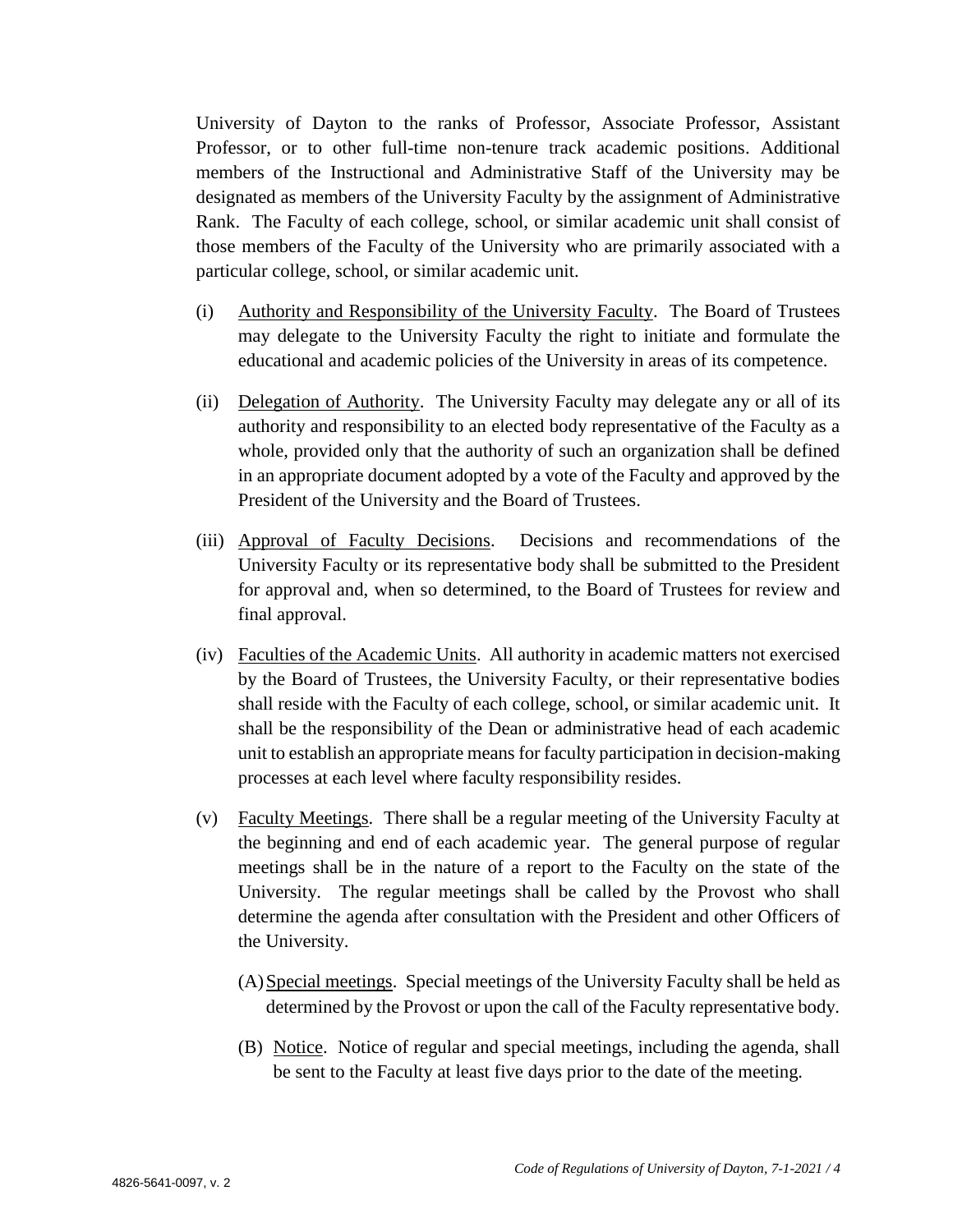University of Dayton to the ranks of Professor, Associate Professor, Assistant Professor, or to other full-time non-tenure track academic positions. Additional members of the Instructional and Administrative Staff of the University may be designated as members of the University Faculty by the assignment of Administrative Rank. The Faculty of each college, school, or similar academic unit shall consist of those members of the Faculty of the University who are primarily associated with a particular college, school, or similar academic unit.

(i) Authority and Responsibility of the University Faculty. The Board of Trustees may delegate to the University Faculty the right to initiate and formulate the educational and academic policies of the University in areas of its competence.

(ii) Delegation of Authority. The University Faculty may delegate any or all of its authority and responsibility to an elected body representative of the Faculty as a whole, provided only that the authority of such an organization shall be defined in an appropriate document adopted by a vote of the Faculty and approved by the President of the University and the Board of Trustees.

(iii) Approval of Faculty Decisions. Decisions and recommendations of the University Faculty or its representative body shall be submitted to the President for approval and, when so determined, to the Board of Trustees for review and final approval.

(iv) Faculties of the Academic Units. All authority in academic matters not exercised by the Board of Trustees, the University Faculty, or their representative bodies shall reside with the Faculty of each college, school, or similar academic unit. It shall be the responsibility of the Dean or administrative head of each academic unit to establish an appropriate means for faculty participation in decision-making processes at each level where faculty responsibility resides.

(v) Faculty Meetings. There shall be a regular meeting of the University Faculty at the beginning and end of each academic year. The general purpose of regular meetings shall be in the nature of a report to the Faculty on the state of the University. The regular meetings shall be called by the Provost who shall determine the agenda after consultation with the President and other Officers of the University.

   (A) Special meetings. Special meetings of the University Faculty shall be held as determined by the Provost or upon the call of the Faculty representative body.

   (B) Notice. Notice of regular and special meetings, including the agenda, shall be sent to the Faculty at least five days prior to the date of the meeting.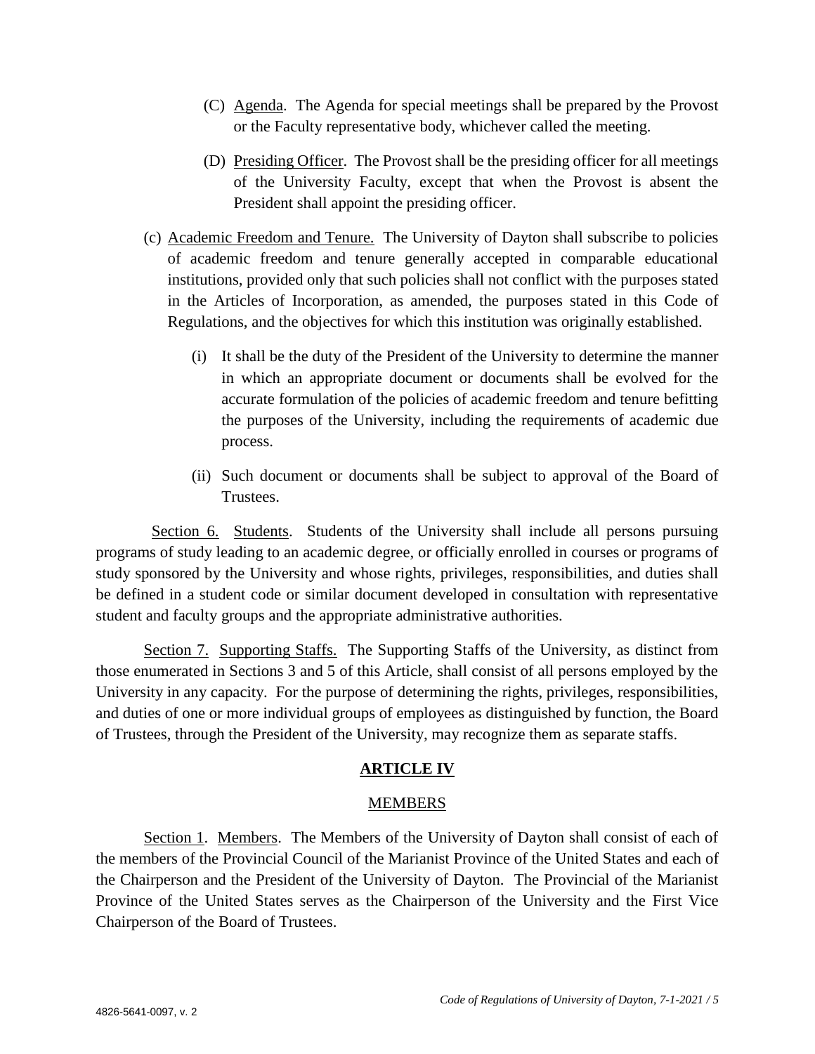(C) Agenda. The Agenda for special meetings shall be prepared by the Provost or the Faculty representative body, whichever called the meeting.

(D) Presiding Officer. The Provost shall be the presiding officer for all meetings of the University Faculty, except that when the Provost is absent the President shall appoint the presiding officer.

(c) Academic Freedom and Tenure. The University of Dayton shall subscribe to policies of academic freedom and tenure generally accepted in comparable educational institutions, provided only that such policies shall not conflict with the purposes stated in the Articles of Incorporation, as amended, the purposes stated in this Code of Regulations, and the objectives for which this institution was originally established.

(i) It shall be the duty of the President of the University to determine the manner in which an appropriate document or documents shall be evolved for the accurate formulation of the policies of academic freedom and tenure befitting the purposes of the University, including the requirements of academic due process.

(ii) Such document or documents shall be subject to approval of the Board of Trustees.

Section 6. Students. Students of the University shall include all persons pursuing programs of study leading to an academic degree, or officially enrolled in courses or programs of study sponsored by the University and whose rights, privileges, responsibilities, and duties shall be defined in a student code or similar document developed in consultation with representative student and faculty groups and the appropriate administrative authorities.

Section 7. Supporting Staffs. The Supporting Staffs of the University, as distinct from those enumerated in Sections 3 and 5 of this Article, shall consist of all persons employed by the University in any capacity. For the purpose of determining the rights, privileges, responsibilities, and duties of one or more individual groups of employees as distinguished by function, the Board of Trustees, through the President of the University, may recognize them as separate staffs.

## ARTICLE IV

### MEMBERS

Section 1. Members. The Members of the University of Dayton shall consist of each of the members of the Provincial Council of the Marianist Province of the United States and each of the Chairperson and the President of the University of Dayton. The Provincial of the Marianist Province of the United States serves as the Chairperson of the University and the First Vice Chairperson of the Board of Trustees.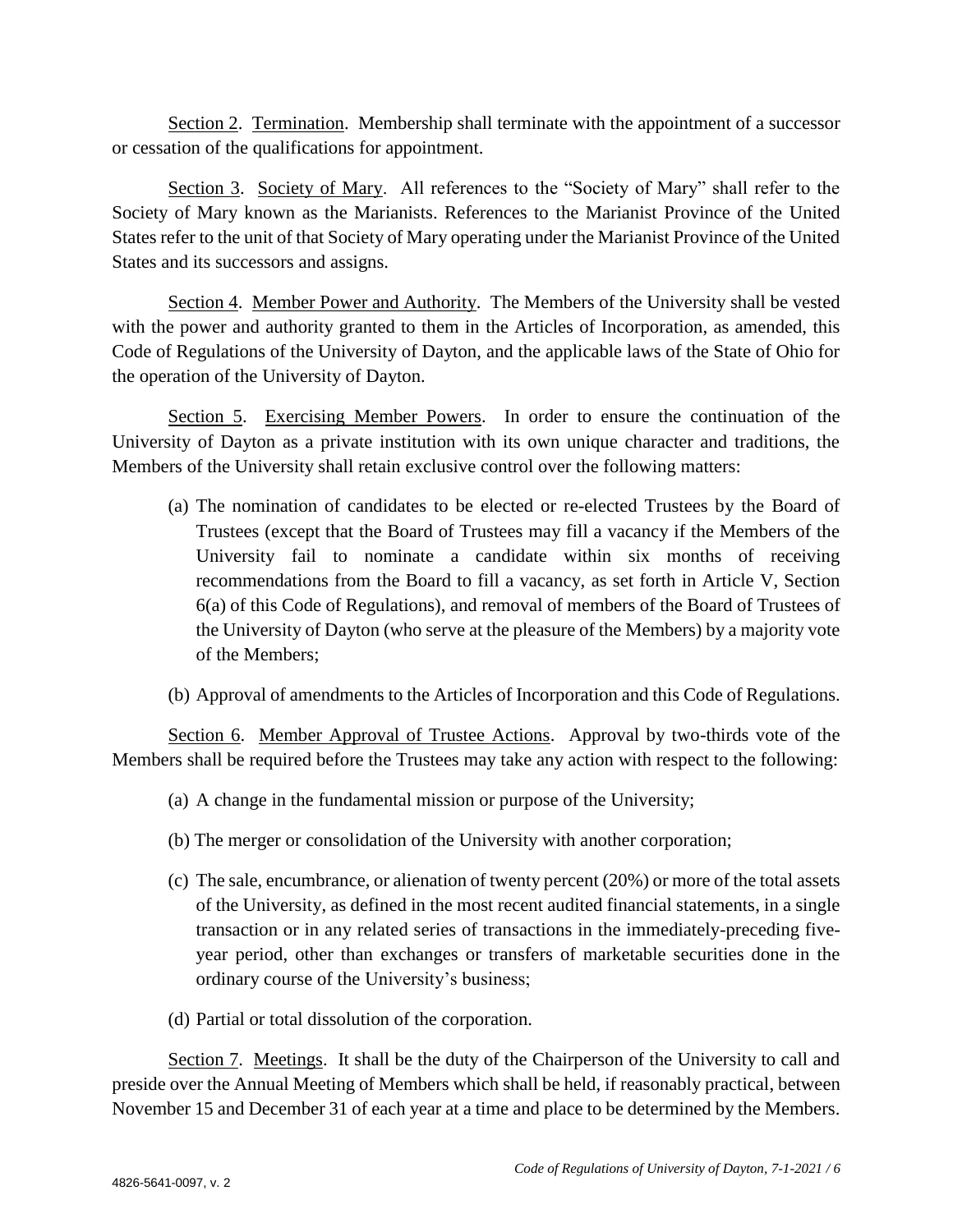Section 2. Termination. Membership shall terminate with the appointment of a successor or cessation of the qualifications for appointment.

Section 3. Society of Mary. All references to the "Society of Mary" shall refer to the Society of Mary known as the Marianists. References to the Marianist Province of the United States refer to the unit of that Society of Mary operating under the Marianist Province of the United States and its successors and assigns.

Section 4. Member Power and Authority. The Members of the University shall be vested with the power and authority granted to them in the Articles of Incorporation, as amended, this Code of Regulations of the University of Dayton, and the applicable laws of the State of Ohio for the operation of the University of Dayton.

Section 5. Exercising Member Powers. In order to ensure the continuation of the University of Dayton as a private institution with its own unique character and traditions, the Members of the University shall retain exclusive control over the following matters:

(a) The nomination of candidates to be elected or re-elected Trustees by the Board of Trustees (except that the Board of Trustees may fill a vacancy if the Members of the University fail to nominate a candidate within six months of receiving recommendations from the Board to fill a vacancy, as set forth in Article V, Section 6(a) of this Code of Regulations), and removal of members of the Board of Trustees of the University of Dayton (who serve at the pleasure of the Members) by a majority vote of the Members;

(b) Approval of amendments to the Articles of Incorporation and this Code of Regulations.

Section 6. Member Approval of Trustee Actions. Approval by two-thirds vote of the Members shall be required before the Trustees may take any action with respect to the following:

(a) A change in the fundamental mission or purpose of the University;

(b) The merger or consolidation of the University with another corporation;

(c) The sale, encumbrance, or alienation of twenty percent (20%) or more of the total assets of the University, as defined in the most recent audited financial statements, in a single transaction or in any related series of transactions in the immediately-preceding five-year period, other than exchanges or transfers of marketable securities done in the ordinary course of the University's business;

(d) Partial or total dissolution of the corporation.

Section 7. Meetings. It shall be the duty of the Chairperson of the University to call and preside over the Annual Meeting of Members which shall be held, if reasonably practical, between November 15 and December 31 of each year at a time and place to be determined by the Members.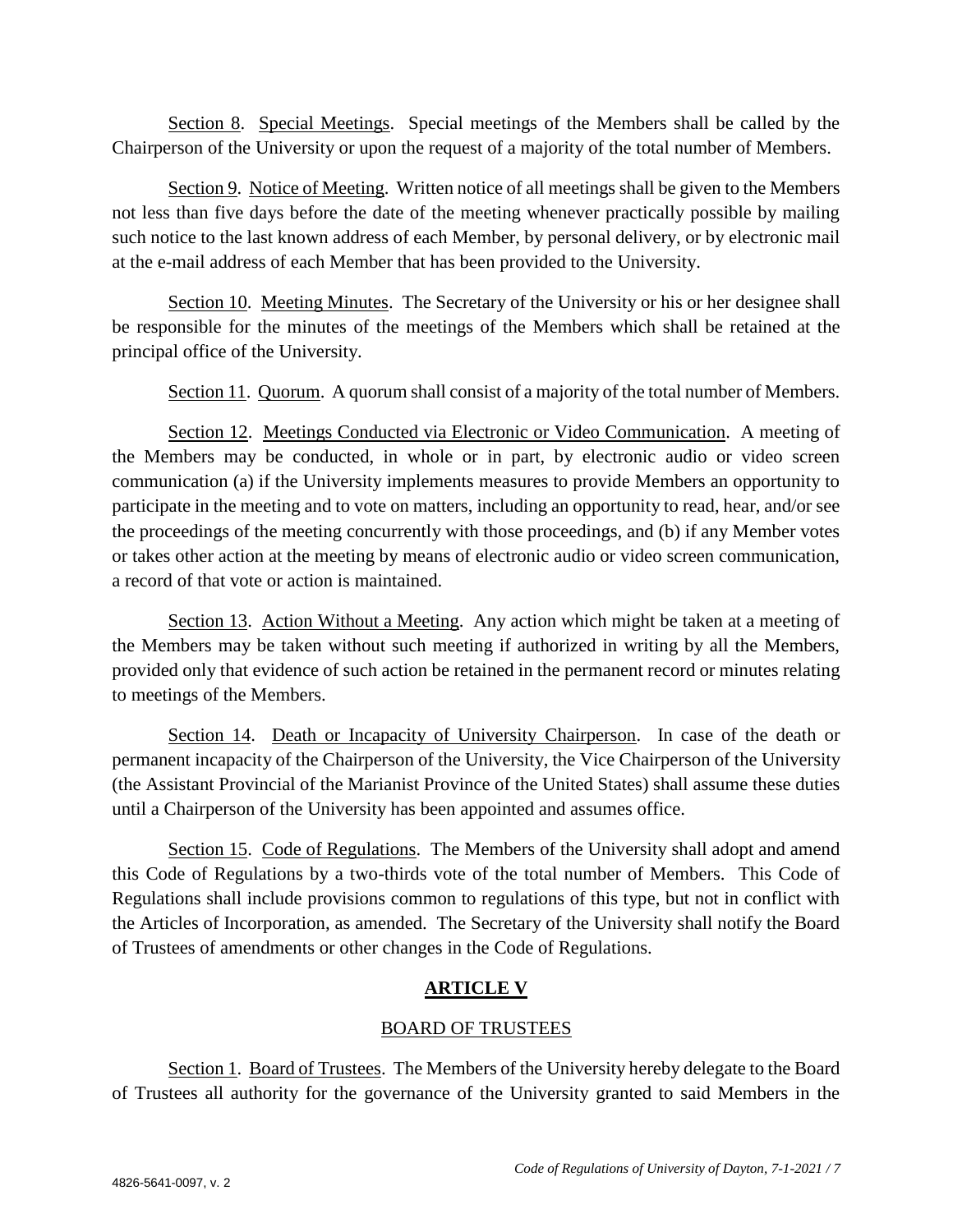Section 8. Special Meetings. Special meetings of the Members shall be called by the Chairperson of the University or upon the request of a majority of the total number of Members.

Section 9. Notice of Meeting. Written notice of all meetings shall be given to the Members not less than five days before the date of the meeting whenever practically possible by mailing such notice to the last known address of each Member, by personal delivery, or by electronic mail at the e-mail address of each Member that has been provided to the University.

Section 10. Meeting Minutes. The Secretary of the University or his or her designee shall be responsible for the minutes of the meetings of the Members which shall be retained at the principal office of the University.

Section 11. Quorum. A quorum shall consist of a majority of the total number of Members.

Section 12. Meetings Conducted via Electronic or Video Communication. A meeting of the Members may be conducted, in whole or in part, by electronic audio or video screen communication (a) if the University implements measures to provide Members an opportunity to participate in the meeting and to vote on matters, including an opportunity to read, hear, and/or see the proceedings of the meeting concurrently with those proceedings, and (b) if any Member votes or takes other action at the meeting by means of electronic audio or video screen communication, a record of that vote or action is maintained.

Section 13. Action Without a Meeting. Any action which might be taken at a meeting of the Members may be taken without such meeting if authorized in writing by all the Members, provided only that evidence of such action be retained in the permanent record or minutes relating to meetings of the Members.

Section 14. Death or Incapacity of University Chairperson. In case of the death or permanent incapacity of the Chairperson of the University, the Vice Chairperson of the University (the Assistant Provincial of the Marianist Province of the United States) shall assume these duties until a Chairperson of the University has been appointed and assumes office.

Section 15. Code of Regulations. The Members of the University shall adopt and amend this Code of Regulations by a two-thirds vote of the total number of Members. This Code of Regulations shall include provisions common to regulations of this type, but not in conflict with the Articles of Incorporation, as amended. The Secretary of the University shall notify the Board of Trustees of amendments or other changes in the Code of Regulations.

## ARTICLE V

### BOARD OF TRUSTEES

Section 1. Board of Trustees. The Members of the University hereby delegate to the Board of Trustees all authority for the governance of the University granted to said Members in the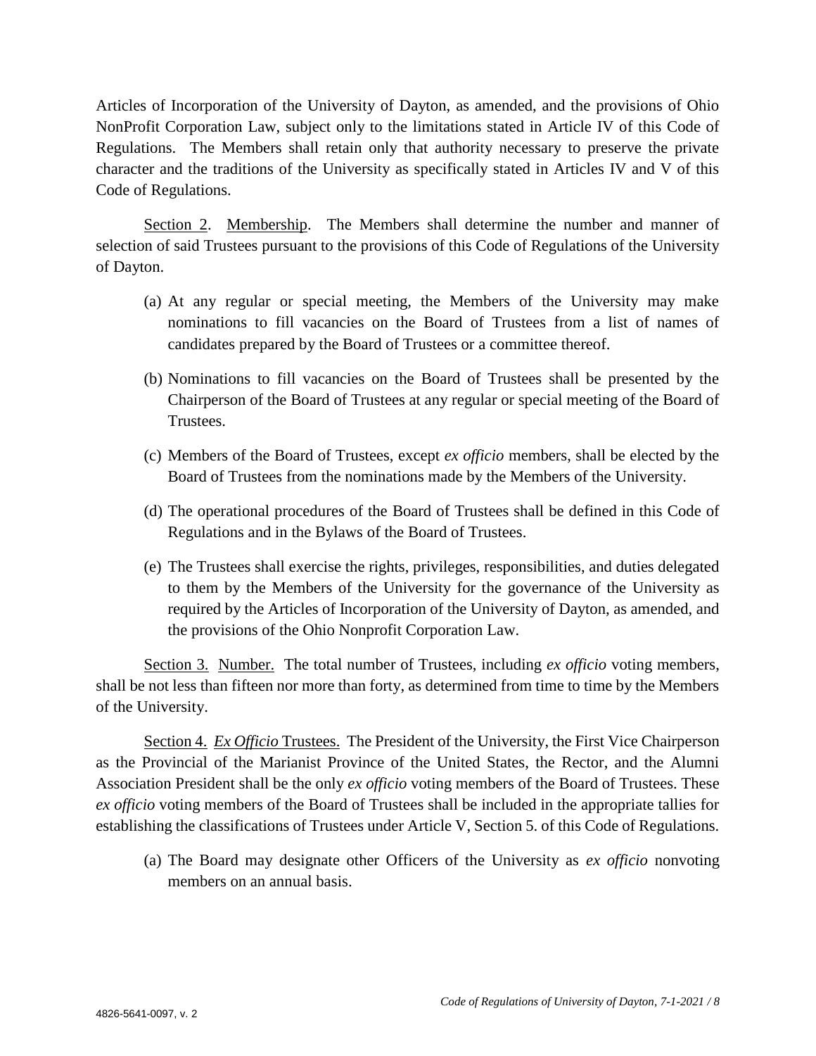Articles of Incorporation of the University of Dayton, as amended, and the provisions of Ohio NonProfit Corporation Law, subject only to the limitations stated in Article IV of this Code of Regulations. The Members shall retain only that authority necessary to preserve the private character and the traditions of the University as specifically stated in Articles IV and V of this Code of Regulations.

Section 2. Membership. The Members shall determine the number and manner of selection of said Trustees pursuant to the provisions of this Code of Regulations of the University of Dayton.

(a) At any regular or special meeting, the Members of the University may make nominations to fill vacancies on the Board of Trustees from a list of names of candidates prepared by the Board of Trustees or a committee thereof.

(b) Nominations to fill vacancies on the Board of Trustees shall be presented by the Chairperson of the Board of Trustees at any regular or special meeting of the Board of Trustees.

(c) Members of the Board of Trustees, except *ex officio* members, shall be elected by the Board of Trustees from the nominations made by the Members of the University.

(d) The operational procedures of the Board of Trustees shall be defined in this Code of Regulations and in the Bylaws of the Board of Trustees.

(e) The Trustees shall exercise the rights, privileges, responsibilities, and duties delegated to them by the Members of the University for the governance of the University as required by the Articles of Incorporation of the University of Dayton, as amended, and the provisions of the Ohio Nonprofit Corporation Law.

Section 3. Number. The total number of Trustees, including *ex officio* voting members, shall be not less than fifteen nor more than forty, as determined from time to time by the Members of the University.

Section 4. *Ex Officio* Trustees. The President of the University, the First Vice Chairperson as the Provincial of the Marianist Province of the United States, the Rector, and the Alumni Association President shall be the only *ex officio* voting members of the Board of Trustees. These *ex officio* voting members of the Board of Trustees shall be included in the appropriate tallies for establishing the classifications of Trustees under Article V, Section 5. of this Code of Regulations.

(a) The Board may designate other Officers of the University as *ex officio* nonvoting members on an annual basis.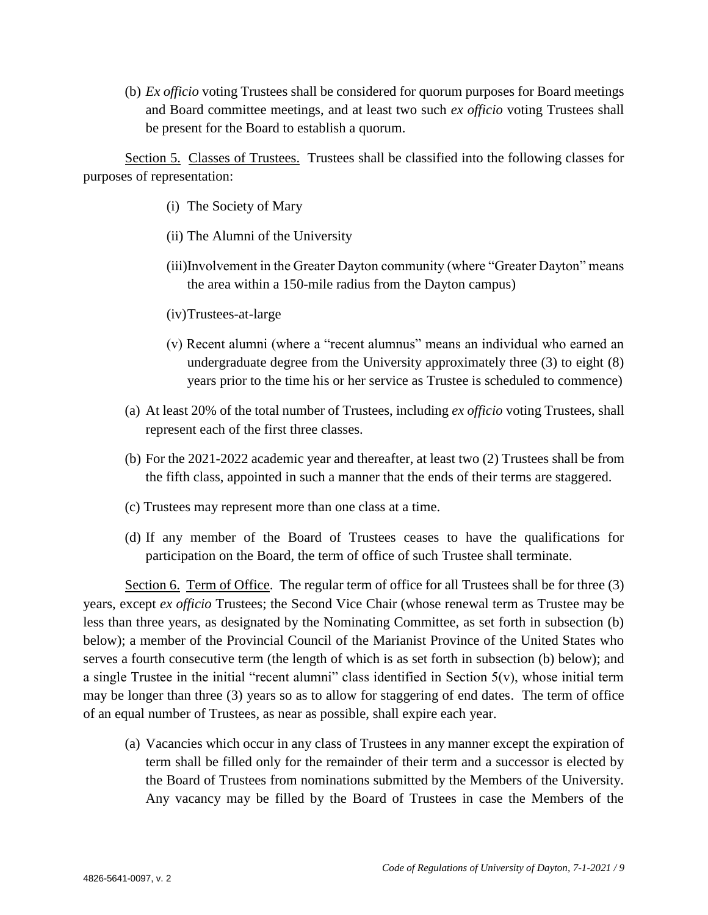(b) *Ex officio* voting Trustees shall be considered for quorum purposes for Board meetings and Board committee meetings, and at least two such *ex officio* voting Trustees shall be present for the Board to establish a quorum.

Section 5. Classes of Trustees. Trustees shall be classified into the following classes for purposes of representation:

(i) The Society of Mary

(ii) The Alumni of the University

(iii) Involvement in the Greater Dayton community (where "Greater Dayton" means the area within a 150-mile radius from the Dayton campus)

(iv) Trustees-at-large

(v) Recent alumni (where a "recent alumnus" means an individual who earned an undergraduate degree from the University approximately three (3) to eight (8) years prior to the time his or her service as Trustee is scheduled to commence)

(a) At least 20% of the total number of Trustees, including *ex officio* voting Trustees, shall represent each of the first three classes.

(b) For the 2021-2022 academic year and thereafter, at least two (2) Trustees shall be from the fifth class, appointed in such a manner that the ends of their terms are staggered.

(c) Trustees may represent more than one class at a time.

(d) If any member of the Board of Trustees ceases to have the qualifications for participation on the Board, the term of office of such Trustee shall terminate.

Section 6. Term of Office. The regular term of office for all Trustees shall be for three (3) years, except *ex officio* Trustees; the Second Vice Chair (whose renewal term as Trustee may be less than three years, as designated by the Nominating Committee, as set forth in subsection (b) below); a member of the Provincial Council of the Marianist Province of the United States who serves a fourth consecutive term (the length of which is as set forth in subsection (b) below); and a single Trustee in the initial "recent alumni" class identified in Section 5(v), whose initial term may be longer than three (3) years so as to allow for staggering of end dates. The term of office of an equal number of Trustees, as near as possible, shall expire each year.

(a) Vacancies which occur in any class of Trustees in any manner except the expiration of term shall be filled only for the remainder of their term and a successor is elected by the Board of Trustees from nominations submitted by the Members of the University. Any vacancy may be filled by the Board of Trustees in case the Members of the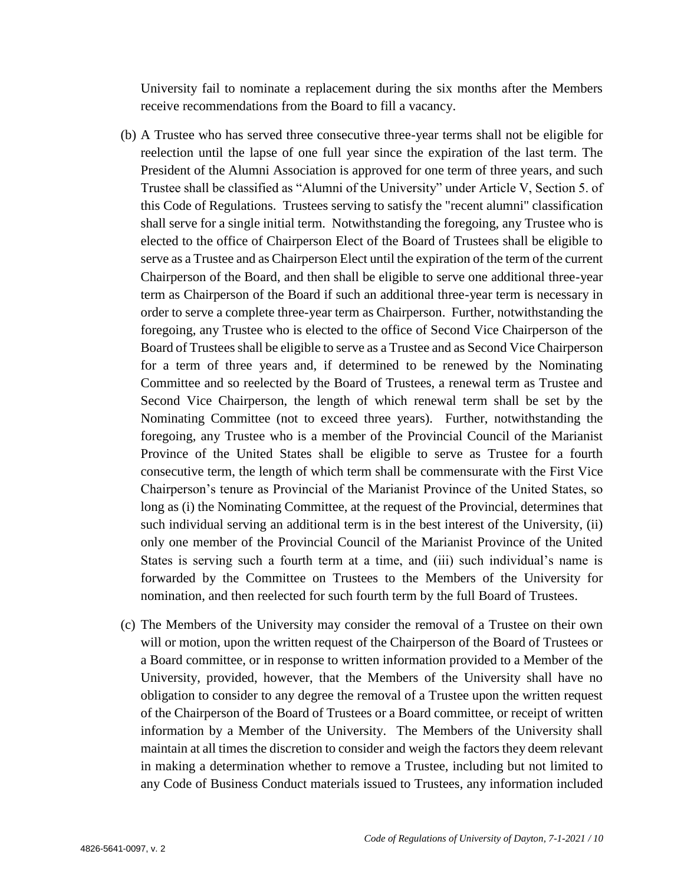University fail to nominate a replacement during the six months after the Members receive recommendations from the Board to fill a vacancy.

(b) A Trustee who has served three consecutive three-year terms shall not be eligible for reelection until the lapse of one full year since the expiration of the last term. The President of the Alumni Association is approved for one term of three years, and such Trustee shall be classified as "Alumni of the University" under Article V, Section 5. of this Code of Regulations. Trustees serving to satisfy the "recent alumni" classification shall serve for a single initial term. Notwithstanding the foregoing, any Trustee who is elected to the office of Chairperson Elect of the Board of Trustees shall be eligible to serve as a Trustee and as Chairperson Elect until the expiration of the term of the current Chairperson of the Board, and then shall be eligible to serve one additional three-year term as Chairperson of the Board if such an additional three-year term is necessary in order to serve a complete three-year term as Chairperson. Further, notwithstanding the foregoing, any Trustee who is elected to the office of Second Vice Chairperson of the Board of Trustees shall be eligible to serve as a Trustee and as Second Vice Chairperson for a term of three years and, if determined to be renewed by the Nominating Committee and so reelected by the Board of Trustees, a renewal term as Trustee and Second Vice Chairperson, the length of which renewal term shall be set by the Nominating Committee (not to exceed three years). Further, notwithstanding the foregoing, any Trustee who is a member of the Provincial Council of the Marianist Province of the United States shall be eligible to serve as Trustee for a fourth consecutive term, the length of which term shall be commensurate with the First Vice Chairperson's tenure as Provincial of the Marianist Province of the United States, so long as (i) the Nominating Committee, at the request of the Provincial, determines that such individual serving an additional term is in the best interest of the University, (ii) only one member of the Provincial Council of the Marianist Province of the United States is serving such a fourth term at a time, and (iii) such individual's name is forwarded by the Committee on Trustees to the Members of the University for nomination, and then reelected for such fourth term by the full Board of Trustees.

(c) The Members of the University may consider the removal of a Trustee on their own will or motion, upon the written request of the Chairperson of the Board of Trustees or a Board committee, or in response to written information provided to a Member of the University, provided, however, that the Members of the University shall have no obligation to consider to any degree the removal of a Trustee upon the written request of the Chairperson of the Board of Trustees or a Board committee, or receipt of written information by a Member of the University. The Members of the University shall maintain at all times the discretion to consider and weigh the factors they deem relevant in making a determination whether to remove a Trustee, including but not limited to any Code of Business Conduct materials issued to Trustees, any information included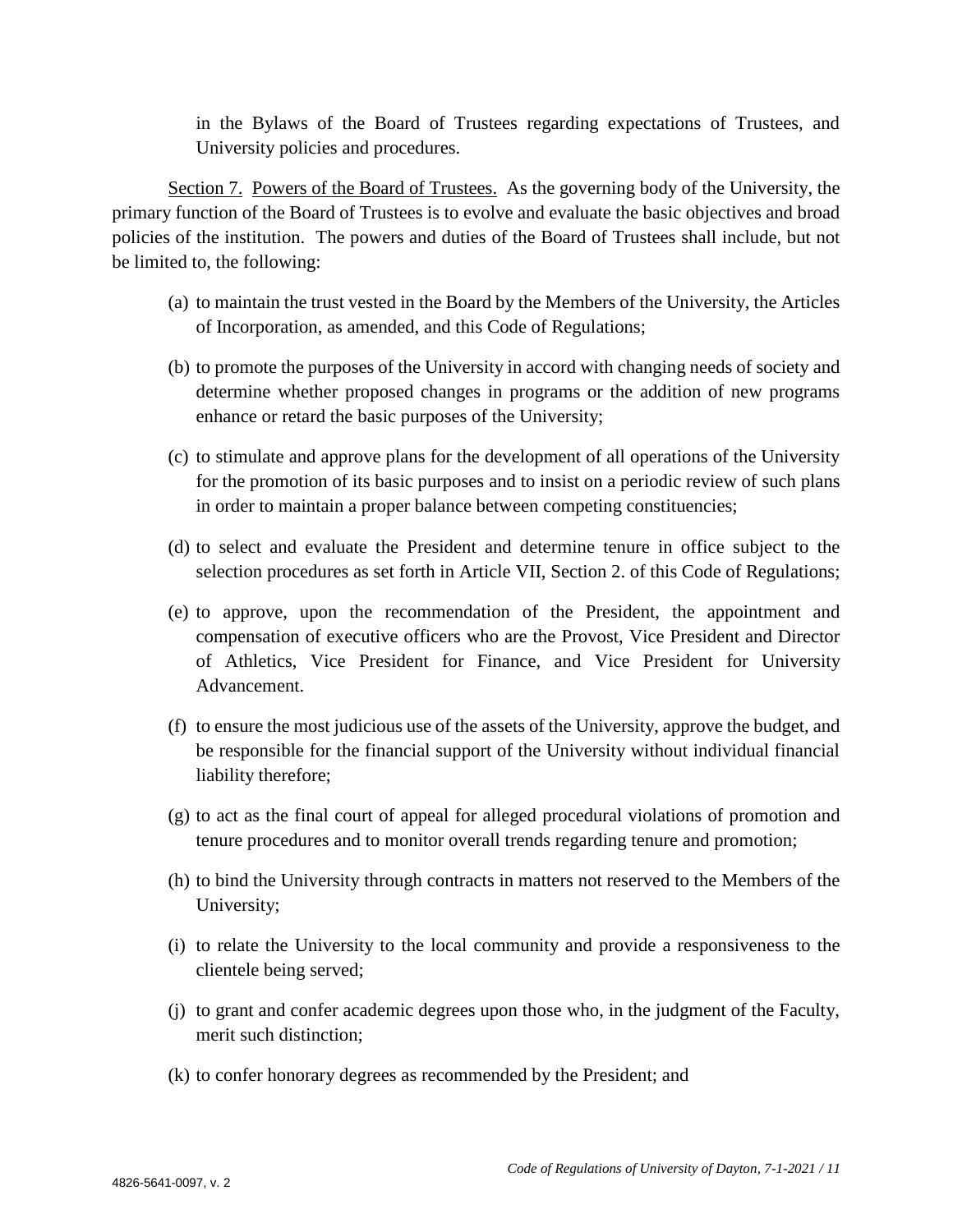in the Bylaws of the Board of Trustees regarding expectations of Trustees, and University policies and procedures.

Section 7. Powers of the Board of Trustees. As the governing body of the University, the primary function of the Board of Trustees is to evolve and evaluate the basic objectives and broad policies of the institution. The powers and duties of the Board of Trustees shall include, but not be limited to, the following:

(a) to maintain the trust vested in the Board by the Members of the University, the Articles of Incorporation, as amended, and this Code of Regulations;

(b) to promote the purposes of the University in accord with changing needs of society and determine whether proposed changes in programs or the addition of new programs enhance or retard the basic purposes of the University;

(c) to stimulate and approve plans for the development of all operations of the University for the promotion of its basic purposes and to insist on a periodic review of such plans in order to maintain a proper balance between competing constituencies;

(d) to select and evaluate the President and determine tenure in office subject to the selection procedures as set forth in Article VII, Section 2. of this Code of Regulations;

(e) to approve, upon the recommendation of the President, the appointment and compensation of executive officers who are the Provost, Vice President and Director of Athletics, Vice President for Finance, and Vice President for University Advancement.

(f) to ensure the most judicious use of the assets of the University, approve the budget, and be responsible for the financial support of the University without individual financial liability therefore;

(g) to act as the final court of appeal for alleged procedural violations of promotion and tenure procedures and to monitor overall trends regarding tenure and promotion;

(h) to bind the University through contracts in matters not reserved to the Members of the University;

(i) to relate the University to the local community and provide a responsiveness to the clientele being served;

(j) to grant and confer academic degrees upon those who, in the judgment of the Faculty, merit such distinction;

(k) to confer honorary degrees as recommended by the President; and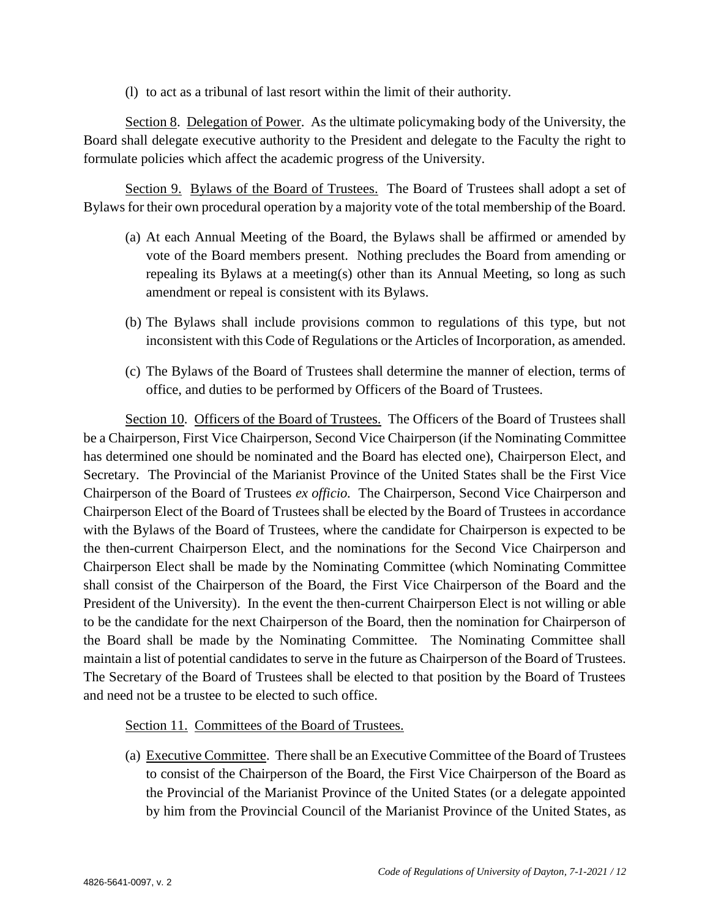(l) to act as a tribunal of last resort within the limit of their authority.

<u>Section 8</u>. <u>Delegation of Power</u>. As the ultimate policymaking body of the University, the Board shall delegate executive authority to the President and delegate to the Faculty the right to formulate policies which affect the academic progress of the University.

<u>Section 9.</u> <u>Bylaws of the Board of Trustees.</u> The Board of Trustees shall adopt a set of Bylaws for their own procedural operation by a majority vote of the total membership of the Board.

(a) At each Annual Meeting of the Board, the Bylaws shall be affirmed or amended by vote of the Board members present. Nothing precludes the Board from amending or repealing its Bylaws at a meeting(s) other than its Annual Meeting, so long as such amendment or repeal is consistent with its Bylaws.

(b) The Bylaws shall include provisions common to regulations of this type, but not inconsistent with this Code of Regulations or the Articles of Incorporation, as amended.

(c) The Bylaws of the Board of Trustees shall determine the manner of election, terms of office, and duties to be performed by Officers of the Board of Trustees.

<u>Section 10</u>. <u>Officers of the Board of Trustees.</u> The Officers of the Board of Trustees shall be a Chairperson, First Vice Chairperson, Second Vice Chairperson (if the Nominating Committee has determined one should be nominated and the Board has elected one), Chairperson Elect, and Secretary. The Provincial of the Marianist Province of the United States shall be the First Vice Chairperson of the Board of Trustees *ex officio.* The Chairperson, Second Vice Chairperson and Chairperson Elect of the Board of Trustees shall be elected by the Board of Trustees in accordance with the Bylaws of the Board of Trustees, where the candidate for Chairperson is expected to be the then-current Chairperson Elect, and the nominations for the Second Vice Chairperson and Chairperson Elect shall be made by the Nominating Committee (which Nominating Committee shall consist of the Chairperson of the Board, the First Vice Chairperson of the Board and the President of the University). In the event the then-current Chairperson Elect is not willing or able to be the candidate for the next Chairperson of the Board, then the nomination for Chairperson of the Board shall be made by the Nominating Committee. The Nominating Committee shall maintain a list of potential candidates to serve in the future as Chairperson of the Board of Trustees. The Secretary of the Board of Trustees shall be elected to that position by the Board of Trustees and need not be a trustee to be elected to such office.

<u>Section 11.</u> <u>Committees of the Board of Trustees.</u>

(a) <u>Executive Committee</u>. There shall be an Executive Committee of the Board of Trustees to consist of the Chairperson of the Board, the First Vice Chairperson of the Board as the Provincial of the Marianist Province of the United States (or a delegate appointed by him from the Provincial Council of the Marianist Province of the United States, as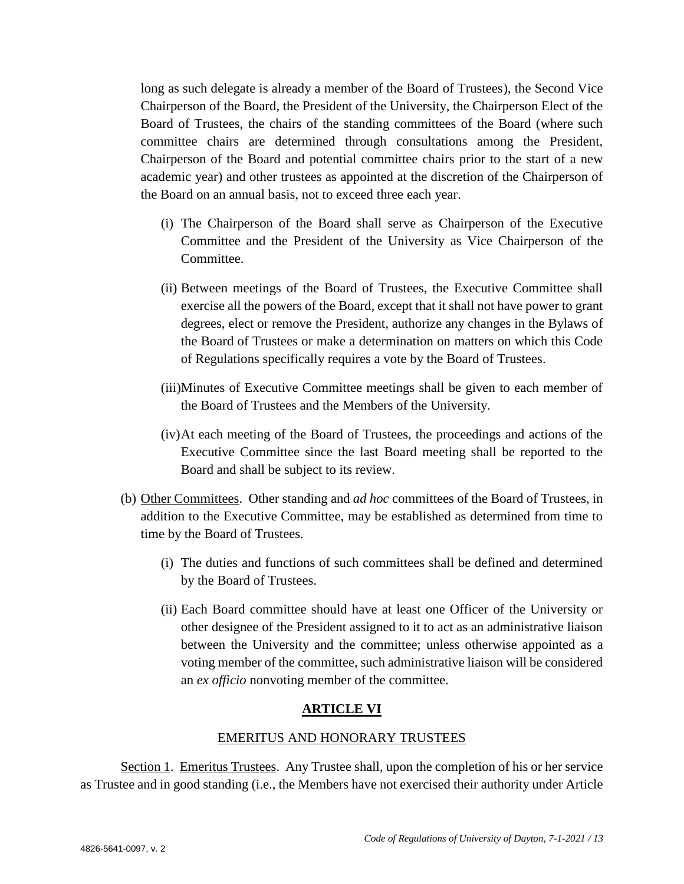long as such delegate is already a member of the Board of Trustees), the Second Vice Chairperson of the Board, the President of the University, the Chairperson Elect of the Board of Trustees, the chairs of the standing committees of the Board (where such committee chairs are determined through consultations among the President, Chairperson of the Board and potential committee chairs prior to the start of a new academic year) and other trustees as appointed at the discretion of the Chairperson of the Board on an annual basis, not to exceed three each year.

(i) The Chairperson of the Board shall serve as Chairperson of the Executive Committee and the President of the University as Vice Chairperson of the Committee.

(ii) Between meetings of the Board of Trustees, the Executive Committee shall exercise all the powers of the Board, except that it shall not have power to grant degrees, elect or remove the President, authorize any changes in the Bylaws of the Board of Trustees or make a determination on matters on which this Code of Regulations specifically requires a vote by the Board of Trustees.

(iii) Minutes of Executive Committee meetings shall be given to each member of the Board of Trustees and the Members of the University.

(iv) At each meeting of the Board of Trustees, the proceedings and actions of the Executive Committee since the last Board meeting shall be reported to the Board and shall be subject to its review.

(b) Other Committees. Other standing and *ad hoc* committees of the Board of Trustees, in addition to the Executive Committee, may be established as determined from time to time by the Board of Trustees.

(i) The duties and functions of such committees shall be defined and determined by the Board of Trustees.

(ii) Each Board committee should have at least one Officer of the University or other designee of the President assigned to it to act as an administrative liaison between the University and the committee; unless otherwise appointed as a voting member of the committee, such administrative liaison will be considered an *ex officio* nonvoting member of the committee.

## ARTICLE VI

### EMERITUS AND HONORARY TRUSTEES

Section 1. Emeritus Trustees. Any Trustee shall, upon the completion of his or her service as Trustee and in good standing (i.e., the Members have not exercised their authority under Article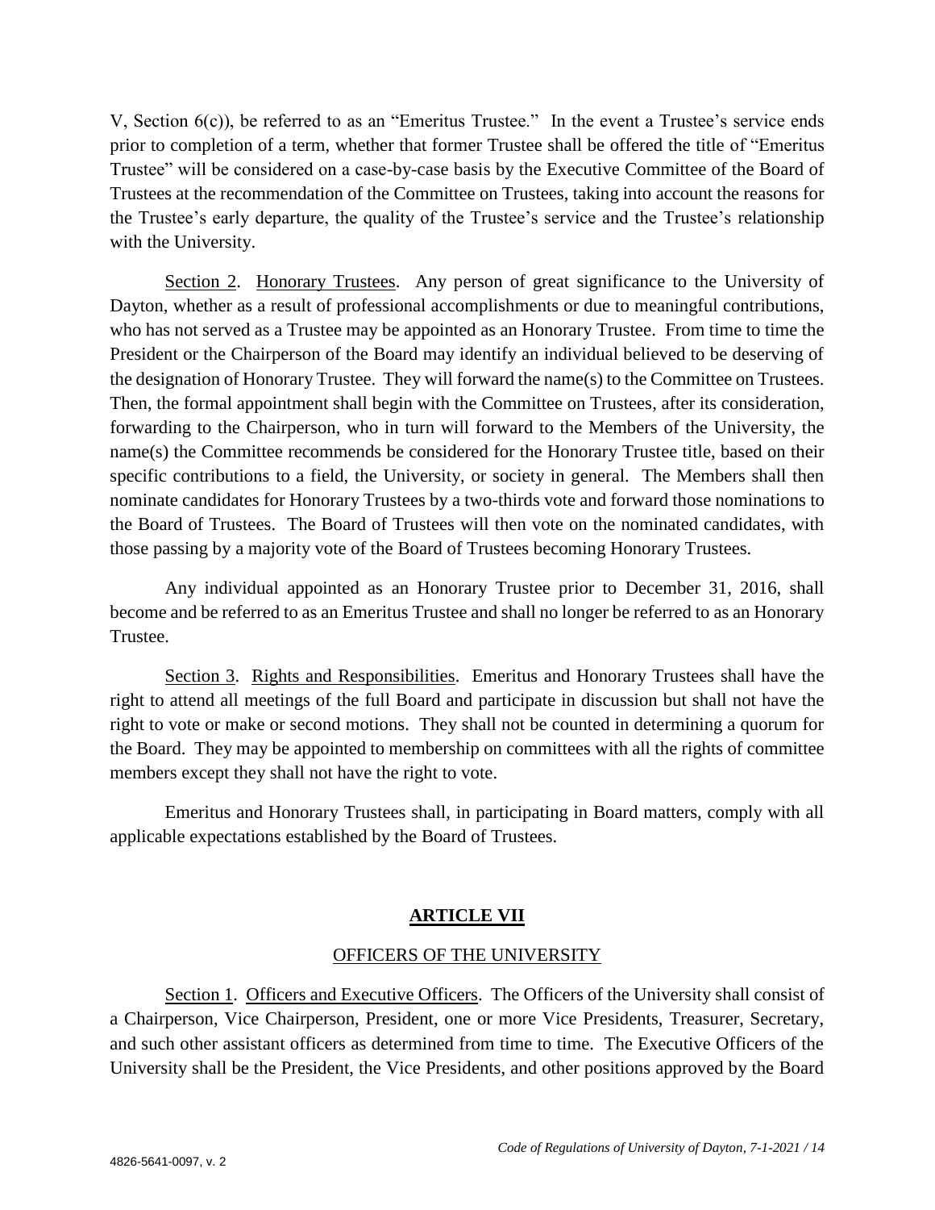V, Section 6(c)), be referred to as an "Emeritus Trustee." In the event a Trustee's service ends prior to completion of a term, whether that former Trustee shall be offered the title of "Emeritus Trustee" will be considered on a case-by-case basis by the Executive Committee of the Board of Trustees at the recommendation of the Committee on Trustees, taking into account the reasons for the Trustee's early departure, the quality of the Trustee's service and the Trustee's relationship with the University.

Section 2. Honorary Trustees. Any person of great significance to the University of Dayton, whether as a result of professional accomplishments or due to meaningful contributions, who has not served as a Trustee may be appointed as an Honorary Trustee. From time to time the President or the Chairperson of the Board may identify an individual believed to be deserving of the designation of Honorary Trustee. They will forward the name(s) to the Committee on Trustees. Then, the formal appointment shall begin with the Committee on Trustees, after its consideration, forwarding to the Chairperson, who in turn will forward to the Members of the University, the name(s) the Committee recommends be considered for the Honorary Trustee title, based on their specific contributions to a field, the University, or society in general. The Members shall then nominate candidates for Honorary Trustees by a two-thirds vote and forward those nominations to the Board of Trustees. The Board of Trustees will then vote on the nominated candidates, with those passing by a majority vote of the Board of Trustees becoming Honorary Trustees.

Any individual appointed as an Honorary Trustee prior to December 31, 2016, shall become and be referred to as an Emeritus Trustee and shall no longer be referred to as an Honorary Trustee.

Section 3. Rights and Responsibilities. Emeritus and Honorary Trustees shall have the right to attend all meetings of the full Board and participate in discussion but shall not have the right to vote or make or second motions. They shall not be counted in determining a quorum for the Board. They may be appointed to membership on committees with all the rights of committee members except they shall not have the right to vote.

Emeritus and Honorary Trustees shall, in participating in Board matters, comply with all applicable expectations established by the Board of Trustees.

## ARTICLE VII

### OFFICERS OF THE UNIVERSITY

Section 1. Officers and Executive Officers. The Officers of the University shall consist of a Chairperson, Vice Chairperson, President, one or more Vice Presidents, Treasurer, Secretary, and such other assistant officers as determined from time to time. The Executive Officers of the University shall be the President, the Vice Presidents, and other positions approved by the Board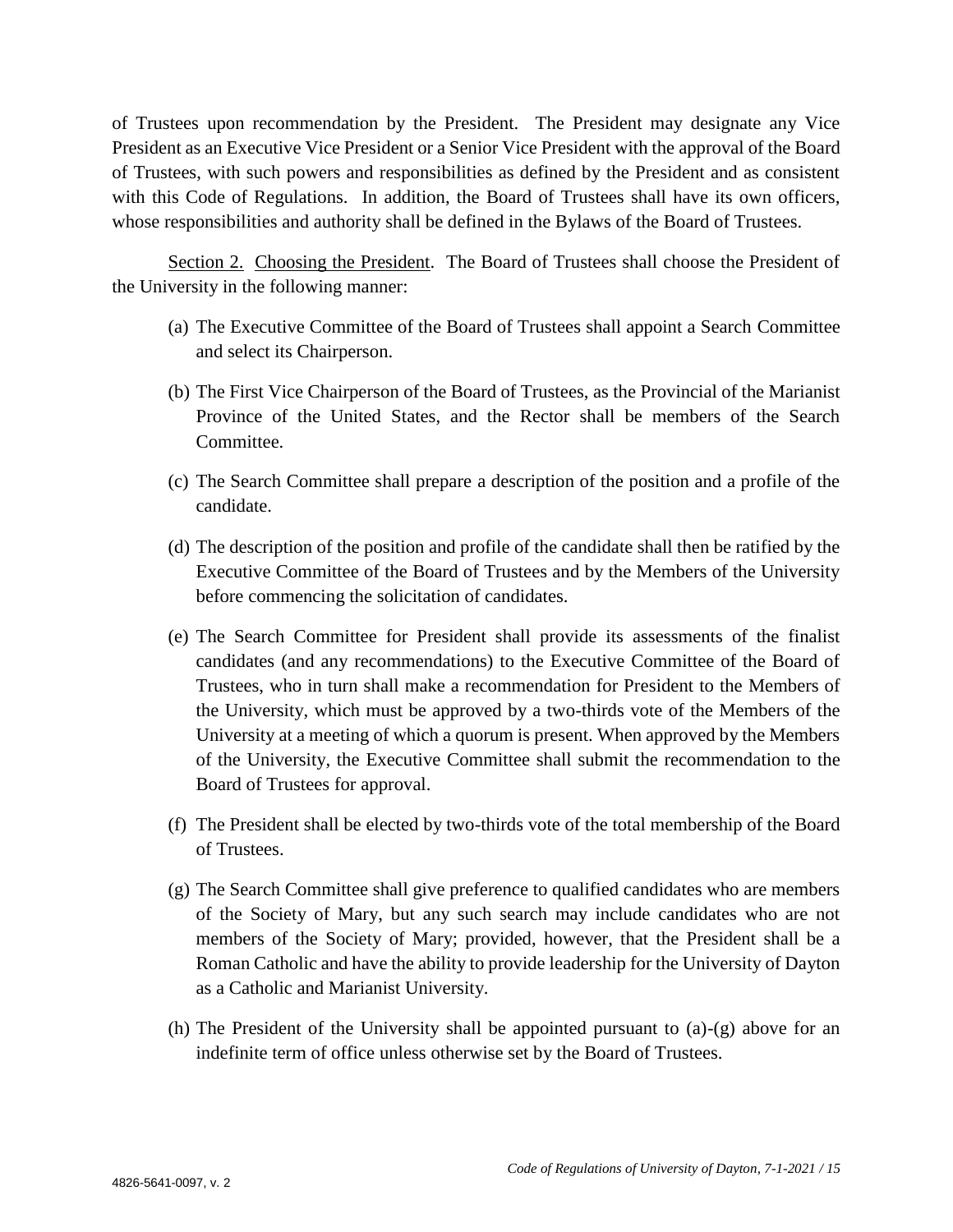of Trustees upon recommendation by the President. The President may designate any Vice President as an Executive Vice President or a Senior Vice President with the approval of the Board of Trustees, with such powers and responsibilities as defined by the President and as consistent with this Code of Regulations. In addition, the Board of Trustees shall have its own officers, whose responsibilities and authority shall be defined in the Bylaws of the Board of Trustees.

<u>Section 2.</u> <u>Choosing the President</u>. The Board of Trustees shall choose the President of the University in the following manner:

(a) The Executive Committee of the Board of Trustees shall appoint a Search Committee and select its Chairperson.

(b) The First Vice Chairperson of the Board of Trustees, as the Provincial of the Marianist Province of the United States, and the Rector shall be members of the Search Committee.

(c) The Search Committee shall prepare a description of the position and a profile of the candidate.

(d) The description of the position and profile of the candidate shall then be ratified by the Executive Committee of the Board of Trustees and by the Members of the University before commencing the solicitation of candidates.

(e) The Search Committee for President shall provide its assessments of the finalist candidates (and any recommendations) to the Executive Committee of the Board of Trustees, who in turn shall make a recommendation for President to the Members of the University, which must be approved by a two-thirds vote of the Members of the University at a meeting of which a quorum is present. When approved by the Members of the University, the Executive Committee shall submit the recommendation to the Board of Trustees for approval.

(f) The President shall be elected by two-thirds vote of the total membership of the Board of Trustees.

(g) The Search Committee shall give preference to qualified candidates who are members of the Society of Mary, but any such search may include candidates who are not members of the Society of Mary; provided, however, that the President shall be a Roman Catholic and have the ability to provide leadership for the University of Dayton as a Catholic and Marianist University.

(h) The President of the University shall be appointed pursuant to (a)-(g) above for an indefinite term of office unless otherwise set by the Board of Trustees.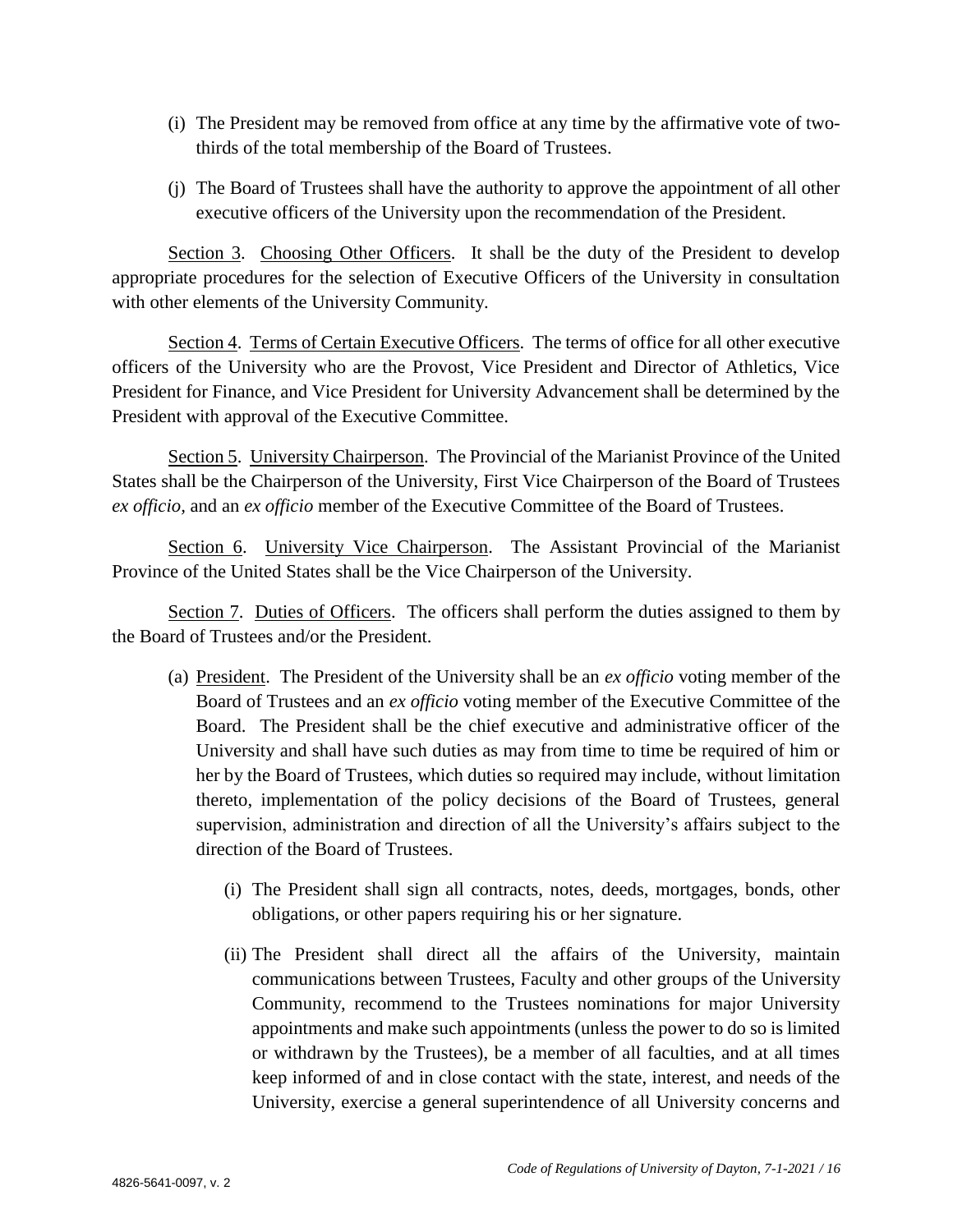(i) The President may be removed from office at any time by the affirmative vote of two-thirds of the total membership of the Board of Trustees.

(j) The Board of Trustees shall have the authority to approve the appointment of all other executive officers of the University upon the recommendation of the President.

Section 3. Choosing Other Officers. It shall be the duty of the President to develop appropriate procedures for the selection of Executive Officers of the University in consultation with other elements of the University Community.

Section 4. Terms of Certain Executive Officers. The terms of office for all other executive officers of the University who are the Provost, Vice President and Director of Athletics, Vice President for Finance, and Vice President for University Advancement shall be determined by the President with approval of the Executive Committee.

Section 5. University Chairperson. The Provincial of the Marianist Province of the United States shall be the Chairperson of the University, First Vice Chairperson of the Board of Trustees *ex officio,* and an *ex officio* member of the Executive Committee of the Board of Trustees.

Section 6. University Vice Chairperson. The Assistant Provincial of the Marianist Province of the United States shall be the Vice Chairperson of the University.

Section 7. Duties of Officers. The officers shall perform the duties assigned to them by the Board of Trustees and/or the President.

(a) President. The President of the University shall be an *ex officio* voting member of the Board of Trustees and an *ex officio* voting member of the Executive Committee of the Board. The President shall be the chief executive and administrative officer of the University and shall have such duties as may from time to time be required of him or her by the Board of Trustees, which duties so required may include, without limitation thereto, implementation of the policy decisions of the Board of Trustees, general supervision, administration and direction of all the University's affairs subject to the direction of the Board of Trustees.

(i) The President shall sign all contracts, notes, deeds, mortgages, bonds, other obligations, or other papers requiring his or her signature.

(ii) The President shall direct all the affairs of the University, maintain communications between Trustees, Faculty and other groups of the University Community, recommend to the Trustees nominations for major University appointments and make such appointments (unless the power to do so is limited or withdrawn by the Trustees), be a member of all faculties, and at all times keep informed of and in close contact with the state, interest, and needs of the University, exercise a general superintendence of all University concerns and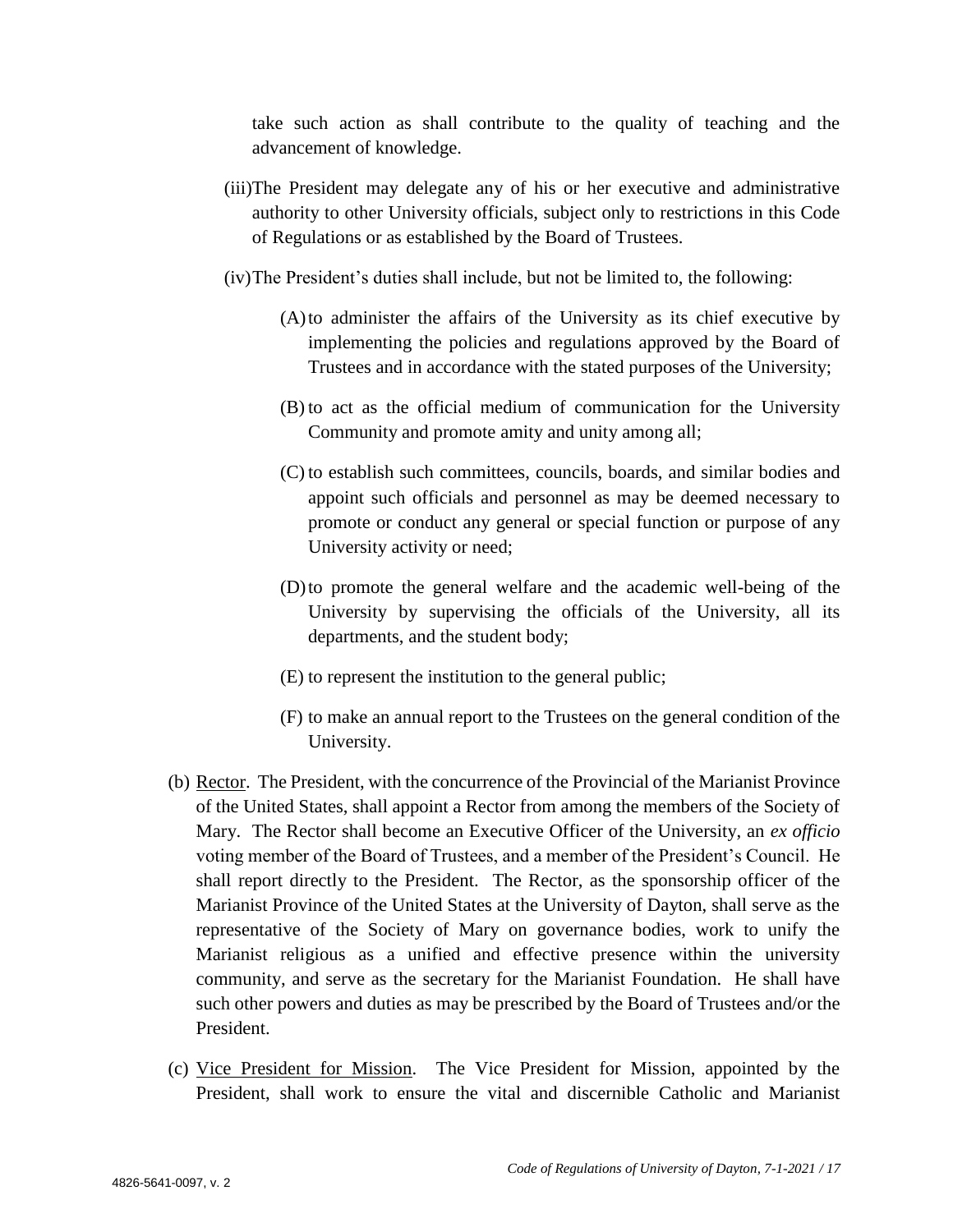take such action as shall contribute to the quality of teaching and the advancement of knowledge.

(iii) The President may delegate any of his or her executive and administrative authority to other University officials, subject only to restrictions in this Code of Regulations or as established by the Board of Trustees.

(iv) The President's duties shall include, but not be limited to, the following:

(A) to administer the affairs of the University as its chief executive by implementing the policies and regulations approved by the Board of Trustees and in accordance with the stated purposes of the University;

(B) to act as the official medium of communication for the University Community and promote amity and unity among all;

(C) to establish such committees, councils, boards, and similar bodies and appoint such officials and personnel as may be deemed necessary to promote or conduct any general or special function or purpose of any University activity or need;

(D) to promote the general welfare and the academic well-being of the University by supervising the officials of the University, all its departments, and the student body;

(E) to represent the institution to the general public;

(F) to make an annual report to the Trustees on the general condition of the University.

(b) <u>Rector</u>. The President, with the concurrence of the Provincial of the Marianist Province of the United States, shall appoint a Rector from among the members of the Society of Mary. The Rector shall become an Executive Officer of the University, an *ex officio* voting member of the Board of Trustees, and a member of the President's Council. He shall report directly to the President. The Rector, as the sponsorship officer of the Marianist Province of the United States at the University of Dayton, shall serve as the representative of the Society of Mary on governance bodies, work to unify the Marianist religious as a unified and effective presence within the university community, and serve as the secretary for the Marianist Foundation. He shall have such other powers and duties as may be prescribed by the Board of Trustees and/or the President.

(c) <u>Vice President for Mission</u>. The Vice President for Mission, appointed by the President, shall work to ensure the vital and discernible Catholic and Marianist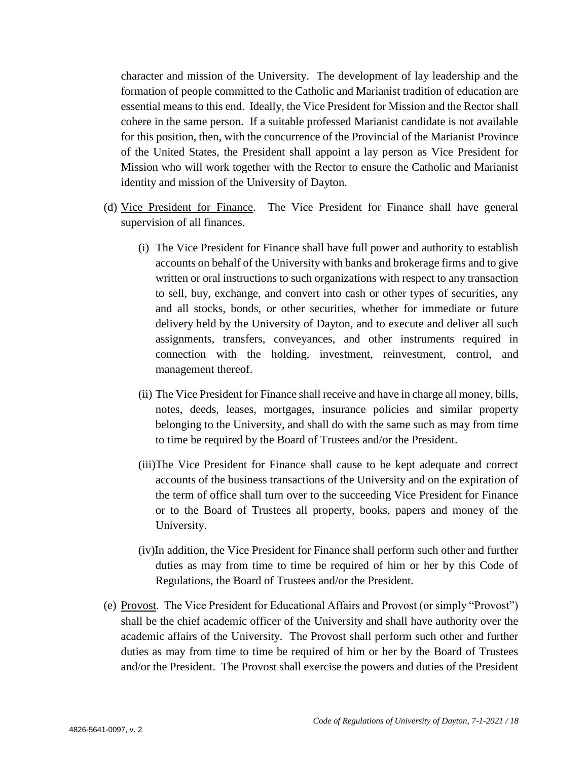character and mission of the University. The development of lay leadership and the formation of people committed to the Catholic and Marianist tradition of education are essential means to this end. Ideally, the Vice President for Mission and the Rector shall cohere in the same person. If a suitable professed Marianist candidate is not available for this position, then, with the concurrence of the Provincial of the Marianist Province of the United States, the President shall appoint a lay person as Vice President for Mission who will work together with the Rector to ensure the Catholic and Marianist identity and mission of the University of Dayton.

(d) <u>Vice President for Finance</u>. The Vice President for Finance shall have general supervision of all finances.

(i) The Vice President for Finance shall have full power and authority to establish accounts on behalf of the University with banks and brokerage firms and to give written or oral instructions to such organizations with respect to any transaction to sell, buy, exchange, and convert into cash or other types of securities, any and all stocks, bonds, or other securities, whether for immediate or future delivery held by the University of Dayton, and to execute and deliver all such assignments, transfers, conveyances, and other instruments required in connection with the holding, investment, reinvestment, control, and management thereof.

(ii) The Vice President for Finance shall receive and have in charge all money, bills, notes, deeds, leases, mortgages, insurance policies and similar property belonging to the University, and shall do with the same such as may from time to time be required by the Board of Trustees and/or the President.

(iii) The Vice President for Finance shall cause to be kept adequate and correct accounts of the business transactions of the University and on the expiration of the term of office shall turn over to the succeeding Vice President for Finance or to the Board of Trustees all property, books, papers and money of the University.

(iv) In addition, the Vice President for Finance shall perform such other and further duties as may from time to time be required of him or her by this Code of Regulations, the Board of Trustees and/or the President.

(e) <u>Provost</u>. The Vice President for Educational Affairs and Provost (or simply "Provost") shall be the chief academic officer of the University and shall have authority over the academic affairs of the University. The Provost shall perform such other and further duties as may from time to time be required of him or her by the Board of Trustees and/or the President. The Provost shall exercise the powers and duties of the President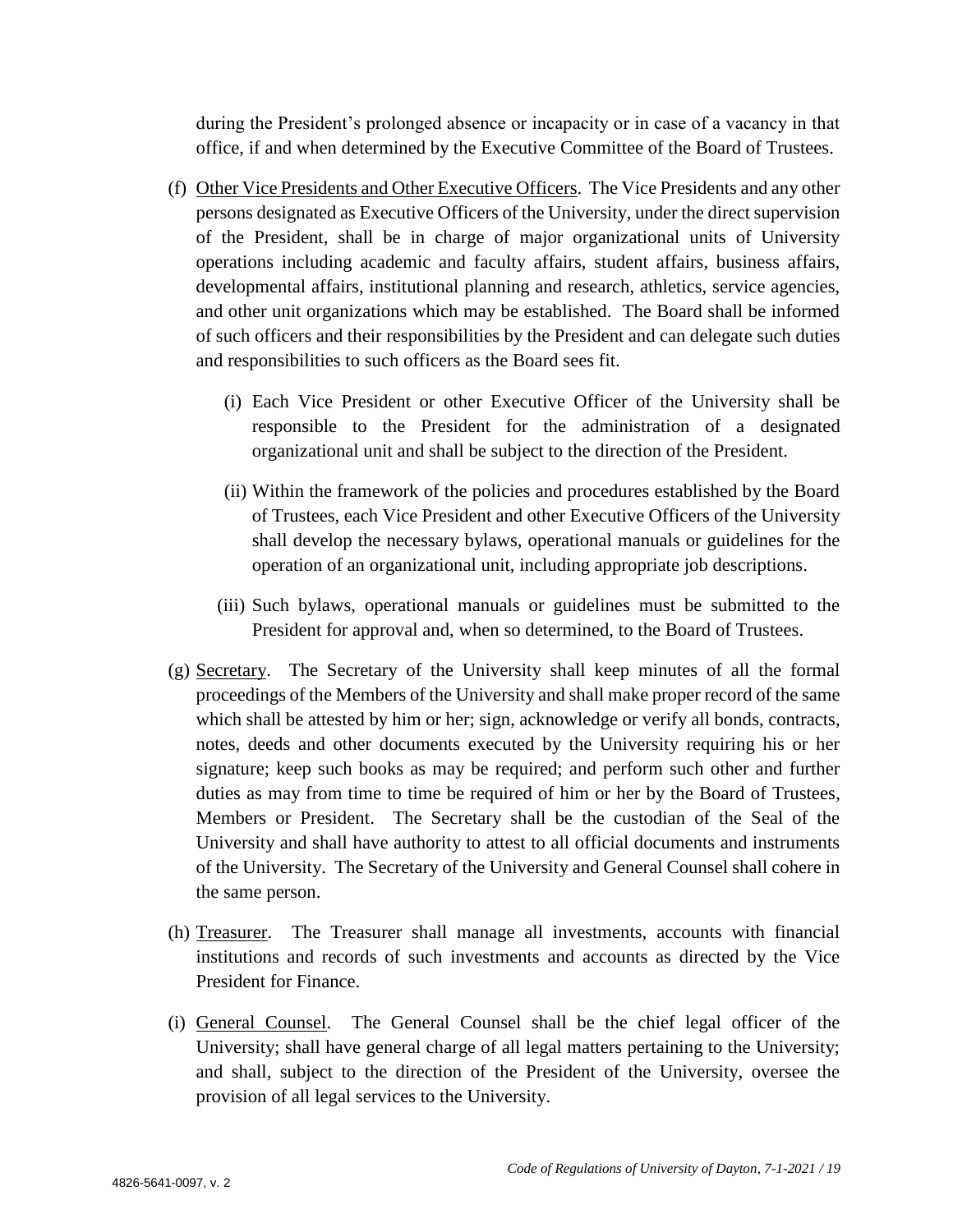during the President's prolonged absence or incapacity or in case of a vacancy in that office, if and when determined by the Executive Committee of the Board of Trustees.

(f) Other Vice Presidents and Other Executive Officers. The Vice Presidents and any other persons designated as Executive Officers of the University, under the direct supervision of the President, shall be in charge of major organizational units of University operations including academic and faculty affairs, student affairs, business affairs, developmental affairs, institutional planning and research, athletics, service agencies, and other unit organizations which may be established. The Board shall be informed of such officers and their responsibilities by the President and can delegate such duties and responsibilities to such officers as the Board sees fit.

  (i) Each Vice President or other Executive Officer of the University shall be responsible to the President for the administration of a designated organizational unit and shall be subject to the direction of the President.

  (ii) Within the framework of the policies and procedures established by the Board of Trustees, each Vice President and other Executive Officers of the University shall develop the necessary bylaws, operational manuals or guidelines for the operation of an organizational unit, including appropriate job descriptions.

  (iii) Such bylaws, operational manuals or guidelines must be submitted to the President for approval and, when so determined, to the Board of Trustees.

(g) Secretary. The Secretary of the University shall keep minutes of all the formal proceedings of the Members of the University and shall make proper record of the same which shall be attested by him or her; sign, acknowledge or verify all bonds, contracts, notes, deeds and other documents executed by the University requiring his or her signature; keep such books as may be required; and perform such other and further duties as may from time to time be required of him or her by the Board of Trustees, Members or President. The Secretary shall be the custodian of the Seal of the University and shall have authority to attest to all official documents and instruments of the University. The Secretary of the University and General Counsel shall cohere in the same person.

(h) Treasurer. The Treasurer shall manage all investments, accounts with financial institutions and records of such investments and accounts as directed by the Vice President for Finance.

(i) General Counsel. The General Counsel shall be the chief legal officer of the University; shall have general charge of all legal matters pertaining to the University; and shall, subject to the direction of the President of the University, oversee the provision of all legal services to the University.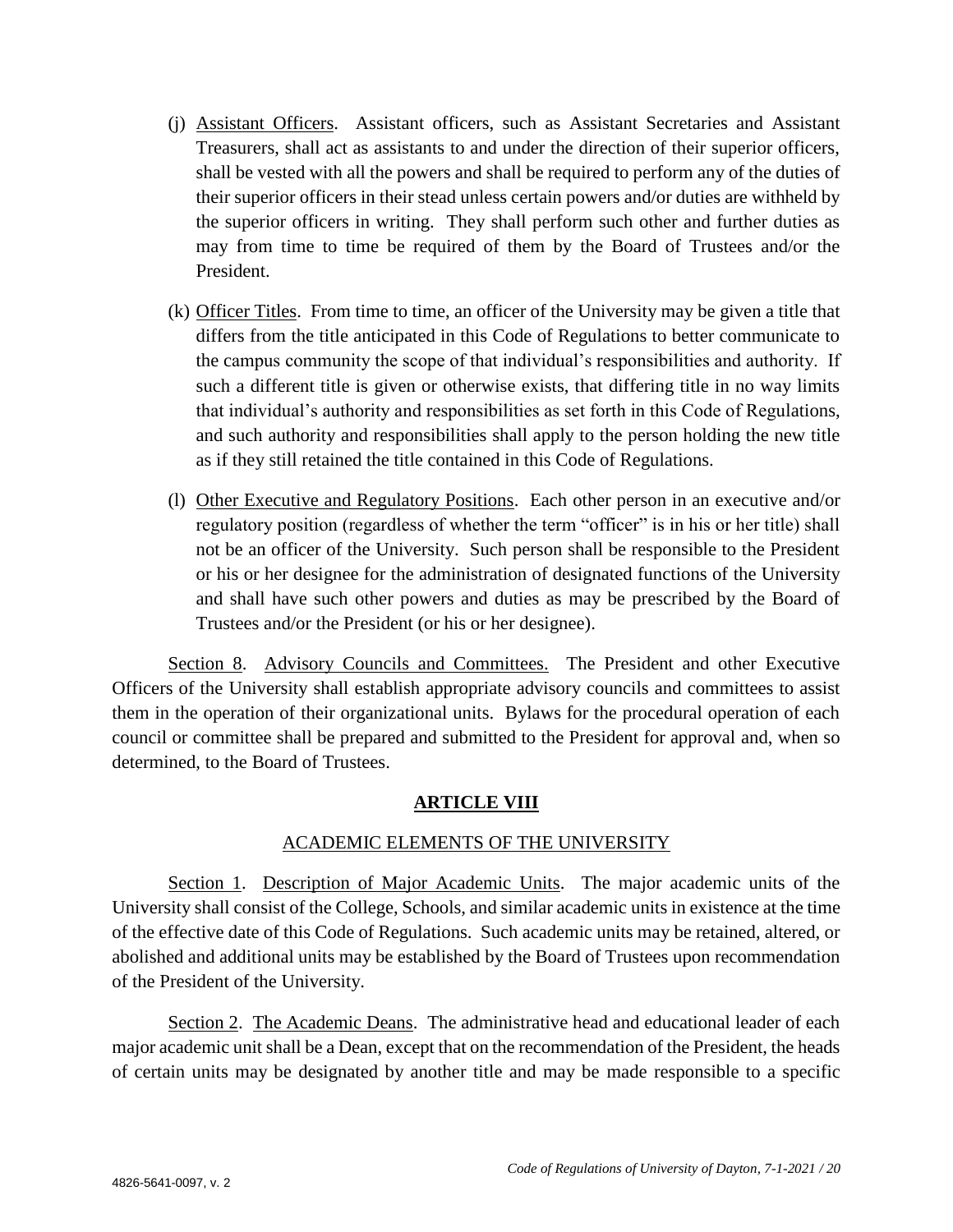(j) Assistant Officers. Assistant officers, such as Assistant Secretaries and Assistant Treasurers, shall act as assistants to and under the direction of their superior officers, shall be vested with all the powers and shall be required to perform any of the duties of their superior officers in their stead unless certain powers and/or duties are withheld by the superior officers in writing. They shall perform such other and further duties as may from time to time be required of them by the Board of Trustees and/or the President.

(k) Officer Titles. From time to time, an officer of the University may be given a title that differs from the title anticipated in this Code of Regulations to better communicate to the campus community the scope of that individual's responsibilities and authority. If such a different title is given or otherwise exists, that differing title in no way limits that individual's authority and responsibilities as set forth in this Code of Regulations, and such authority and responsibilities shall apply to the person holding the new title as if they still retained the title contained in this Code of Regulations.

(l) Other Executive and Regulatory Positions. Each other person in an executive and/or regulatory position (regardless of whether the term "officer" is in his or her title) shall not be an officer of the University. Such person shall be responsible to the President or his or her designee for the administration of designated functions of the University and shall have such other powers and duties as may be prescribed by the Board of Trustees and/or the President (or his or her designee).

Section 8. Advisory Councils and Committees. The President and other Executive Officers of the University shall establish appropriate advisory councils and committees to assist them in the operation of their organizational units. Bylaws for the procedural operation of each council or committee shall be prepared and submitted to the President for approval and, when so determined, to the Board of Trustees.

## ARTICLE VIII

### ACADEMIC ELEMENTS OF THE UNIVERSITY

Section 1. Description of Major Academic Units. The major academic units of the University shall consist of the College, Schools, and similar academic units in existence at the time of the effective date of this Code of Regulations. Such academic units may be retained, altered, or abolished and additional units may be established by the Board of Trustees upon recommendation of the President of the University.

Section 2. The Academic Deans. The administrative head and educational leader of each major academic unit shall be a Dean, except that on the recommendation of the President, the heads of certain units may be designated by another title and may be made responsible to a specific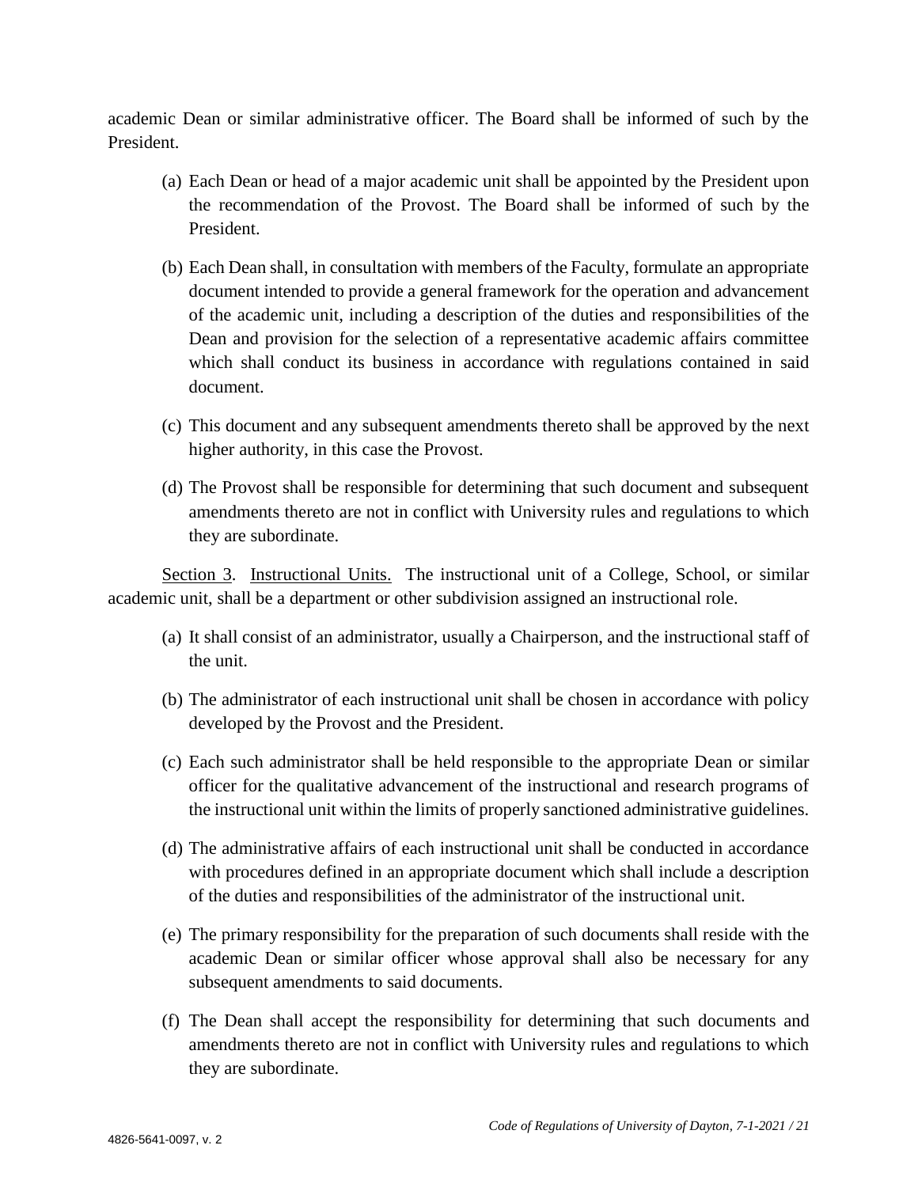academic Dean or similar administrative officer. The Board shall be informed of such by the President.

(a) Each Dean or head of a major academic unit shall be appointed by the President upon the recommendation of the Provost. The Board shall be informed of such by the President.

(b) Each Dean shall, in consultation with members of the Faculty, formulate an appropriate document intended to provide a general framework for the operation and advancement of the academic unit, including a description of the duties and responsibilities of the Dean and provision for the selection of a representative academic affairs committee which shall conduct its business in accordance with regulations contained in said document.

(c) This document and any subsequent amendments thereto shall be approved by the next higher authority, in this case the Provost.

(d) The Provost shall be responsible for determining that such document and subsequent amendments thereto are not in conflict with University rules and regulations to which they are subordinate.

<u>Section 3</u>. <u>Instructional Units.</u> The instructional unit of a College, School, or similar academic unit, shall be a department or other subdivision assigned an instructional role.

(a) It shall consist of an administrator, usually a Chairperson, and the instructional staff of the unit.

(b) The administrator of each instructional unit shall be chosen in accordance with policy developed by the Provost and the President.

(c) Each such administrator shall be held responsible to the appropriate Dean or similar officer for the qualitative advancement of the instructional and research programs of the instructional unit within the limits of properly sanctioned administrative guidelines.

(d) The administrative affairs of each instructional unit shall be conducted in accordance with procedures defined in an appropriate document which shall include a description of the duties and responsibilities of the administrator of the instructional unit.

(e) The primary responsibility for the preparation of such documents shall reside with the academic Dean or similar officer whose approval shall also be necessary for any subsequent amendments to said documents.

(f) The Dean shall accept the responsibility for determining that such documents and amendments thereto are not in conflict with University rules and regulations to which they are subordinate.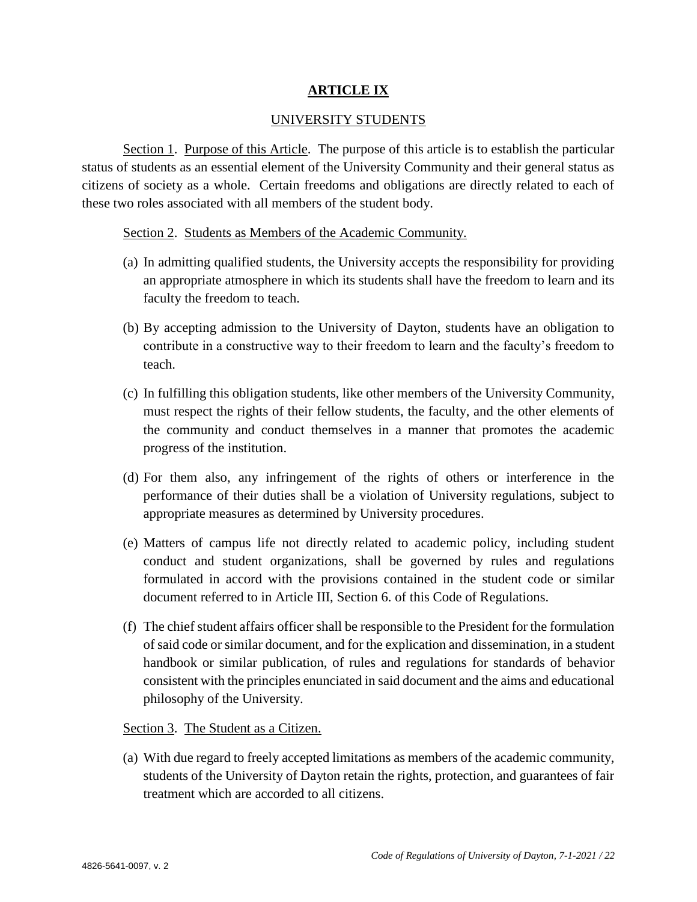# **ARTICLE IX**

## UNIVERSITY STUDENTS

Section 1. Purpose of this Article. The purpose of this article is to establish the particular status of students as an essential element of the University Community and their general status as citizens of society as a whole. Certain freedoms and obligations are directly related to each of these two roles associated with all members of the student body.

Section 2. Students as Members of the Academic Community.

(a) In admitting qualified students, the University accepts the responsibility for providing an appropriate atmosphere in which its students shall have the freedom to learn and its faculty the freedom to teach.

(b) By accepting admission to the University of Dayton, students have an obligation to contribute in a constructive way to their freedom to learn and the faculty's freedom to teach.

(c) In fulfilling this obligation students, like other members of the University Community, must respect the rights of their fellow students, the faculty, and the other elements of the community and conduct themselves in a manner that promotes the academic progress of the institution.

(d) For them also, any infringement of the rights of others or interference in the performance of their duties shall be a violation of University regulations, subject to appropriate measures as determined by University procedures.

(e) Matters of campus life not directly related to academic policy, including student conduct and student organizations, shall be governed by rules and regulations formulated in accord with the provisions contained in the student code or similar document referred to in Article III, Section 6. of this Code of Regulations.

(f) The chief student affairs officer shall be responsible to the President for the formulation of said code or similar document, and for the explication and dissemination, in a student handbook or similar publication, of rules and regulations for standards of behavior consistent with the principles enunciated in said document and the aims and educational philosophy of the University.

Section 3. The Student as a Citizen.

(a) With due regard to freely accepted limitations as members of the academic community, students of the University of Dayton retain the rights, protection, and guarantees of fair treatment which are accorded to all citizens.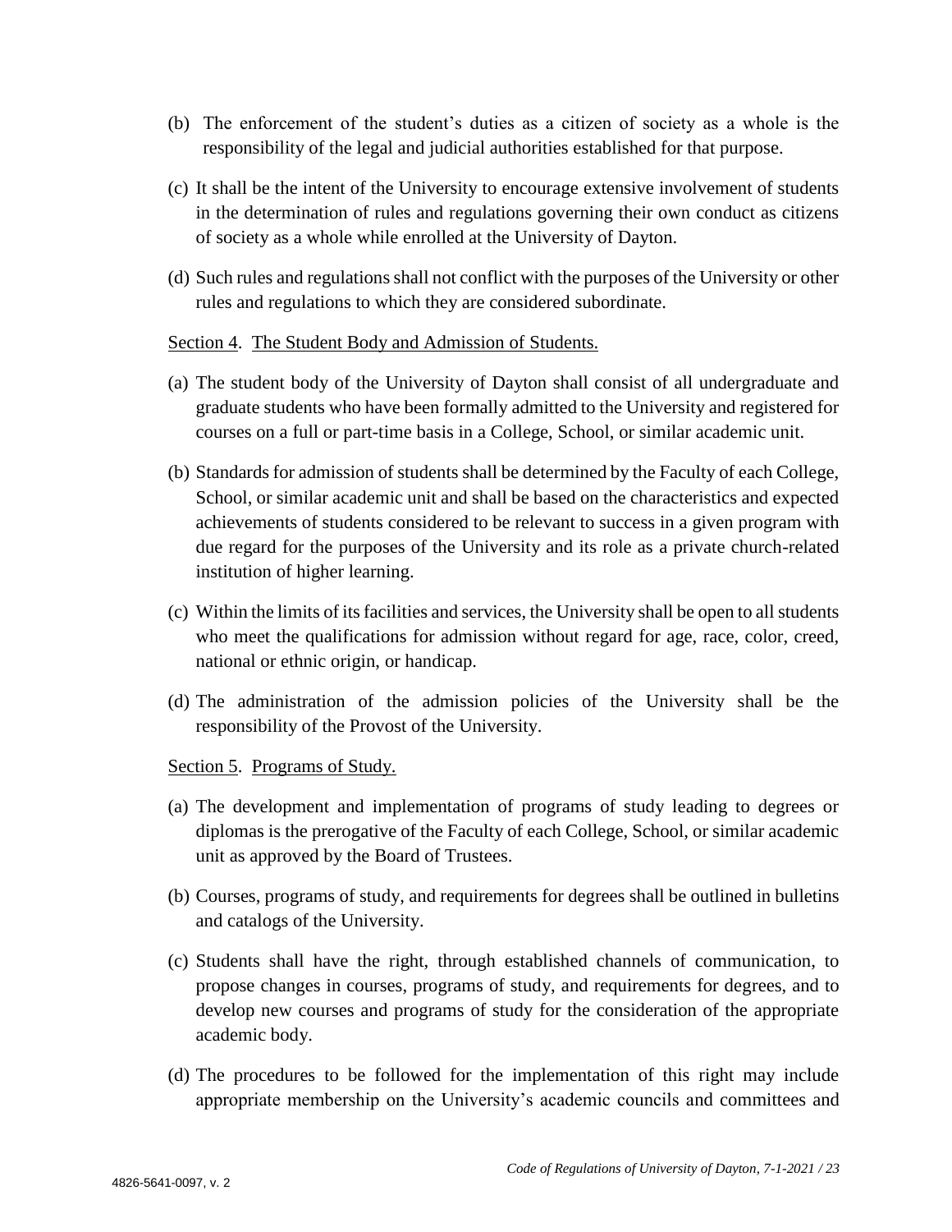(b) The enforcement of the student's duties as a citizen of society as a whole is the responsibility of the legal and judicial authorities established for that purpose.

(c) It shall be the intent of the University to encourage extensive involvement of students in the determination of rules and regulations governing their own conduct as citizens of society as a whole while enrolled at the University of Dayton.

(d) Such rules and regulations shall not conflict with the purposes of the University or other rules and regulations to which they are considered subordinate.

<u>Section 4</u>. <u>The Student Body and Admission of Students.</u>

(a) The student body of the University of Dayton shall consist of all undergraduate and graduate students who have been formally admitted to the University and registered for courses on a full or part-time basis in a College, School, or similar academic unit.

(b) Standards for admission of students shall be determined by the Faculty of each College, School, or similar academic unit and shall be based on the characteristics and expected achievements of students considered to be relevant to success in a given program with due regard for the purposes of the University and its role as a private church-related institution of higher learning.

(c) Within the limits of its facilities and services, the University shall be open to all students who meet the qualifications for admission without regard for age, race, color, creed, national or ethnic origin, or handicap.

(d) The administration of the admission policies of the University shall be the responsibility of the Provost of the University.

<u>Section 5</u>. <u>Programs of Study.</u>

(a) The development and implementation of programs of study leading to degrees or diplomas is the prerogative of the Faculty of each College, School, or similar academic unit as approved by the Board of Trustees.

(b) Courses, programs of study, and requirements for degrees shall be outlined in bulletins and catalogs of the University.

(c) Students shall have the right, through established channels of communication, to propose changes in courses, programs of study, and requirements for degrees, and to develop new courses and programs of study for the consideration of the appropriate academic body.

(d) The procedures to be followed for the implementation of this right may include appropriate membership on the University's academic councils and committees and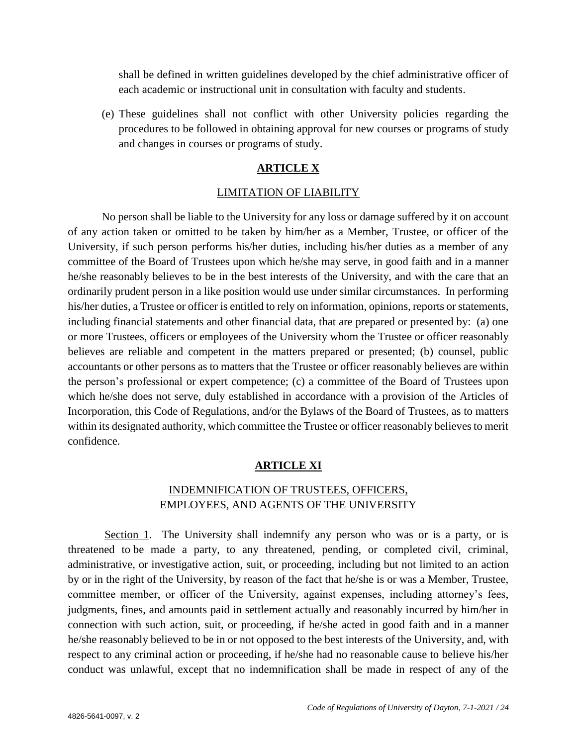shall be defined in written guidelines developed by the chief administrative officer of each academic or instructional unit in consultation with faculty and students.

(e) These guidelines shall not conflict with other University policies regarding the procedures to be followed in obtaining approval for new courses or programs of study and changes in courses or programs of study.

## ARTICLE X

### LIMITATION OF LIABILITY

No person shall be liable to the University for any loss or damage suffered by it on account of any action taken or omitted to be taken by him/her as a Member, Trustee, or officer of the University, if such person performs his/her duties, including his/her duties as a member of any committee of the Board of Trustees upon which he/she may serve, in good faith and in a manner he/she reasonably believes to be in the best interests of the University, and with the care that an ordinarily prudent person in a like position would use under similar circumstances. In performing his/her duties, a Trustee or officer is entitled to rely on information, opinions, reports or statements, including financial statements and other financial data, that are prepared or presented by: (a) one or more Trustees, officers or employees of the University whom the Trustee or officer reasonably believes are reliable and competent in the matters prepared or presented; (b) counsel, public accountants or other persons as to matters that the Trustee or officer reasonably believes are within the person's professional or expert competence; (c) a committee of the Board of Trustees upon which he/she does not serve, duly established in accordance with a provision of the Articles of Incorporation, this Code of Regulations, and/or the Bylaws of the Board of Trustees, as to matters within its designated authority, which committee the Trustee or officer reasonably believes to merit confidence.

## ARTICLE XI

### INDEMNIFICATION OF TRUSTEES, OFFICERS, EMPLOYEES, AND AGENTS OF THE UNIVERSITY

Section 1. The University shall indemnify any person who was or is a party, or is threatened to be made a party, to any threatened, pending, or completed civil, criminal, administrative, or investigative action, suit, or proceeding, including but not limited to an action by or in the right of the University, by reason of the fact that he/she is or was a Member, Trustee, committee member, or officer of the University, against expenses, including attorney's fees, judgments, fines, and amounts paid in settlement actually and reasonably incurred by him/her in connection with such action, suit, or proceeding, if he/she acted in good faith and in a manner he/she reasonably believed to be in or not opposed to the best interests of the University, and, with respect to any criminal action or proceeding, if he/she had no reasonable cause to believe his/her conduct was unlawful, except that no indemnification shall be made in respect of any of the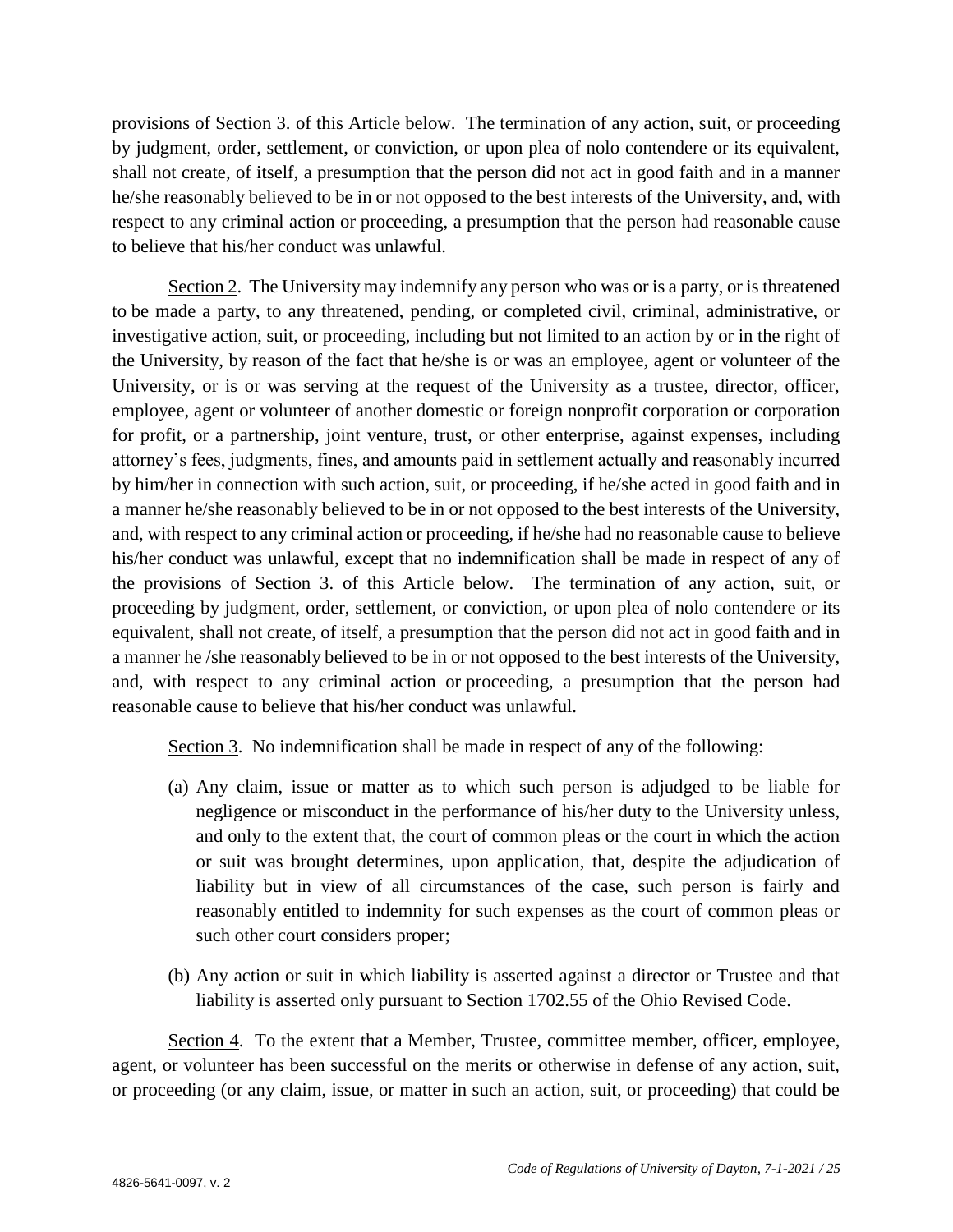provisions of Section 3. of this Article below. The termination of any action, suit, or proceeding by judgment, order, settlement, or conviction, or upon plea of nolo contendere or its equivalent, shall not create, of itself, a presumption that the person did not act in good faith and in a manner he/she reasonably believed to be in or not opposed to the best interests of the University, and, with respect to any criminal action or proceeding, a presumption that the person had reasonable cause to believe that his/her conduct was unlawful.

Section 2. The University may indemnify any person who was or is a party, or is threatened to be made a party, to any threatened, pending, or completed civil, criminal, administrative, or investigative action, suit, or proceeding, including but not limited to an action by or in the right of the University, by reason of the fact that he/she is or was an employee, agent or volunteer of the University, or is or was serving at the request of the University as a trustee, director, officer, employee, agent or volunteer of another domestic or foreign nonprofit corporation or corporation for profit, or a partnership, joint venture, trust, or other enterprise, against expenses, including attorney's fees, judgments, fines, and amounts paid in settlement actually and reasonably incurred by him/her in connection with such action, suit, or proceeding, if he/she acted in good faith and in a manner he/she reasonably believed to be in or not opposed to the best interests of the University, and, with respect to any criminal action or proceeding, if he/she had no reasonable cause to believe his/her conduct was unlawful, except that no indemnification shall be made in respect of any of the provisions of Section 3. of this Article below. The termination of any action, suit, or proceeding by judgment, order, settlement, or conviction, or upon plea of nolo contendere or its equivalent, shall not create, of itself, a presumption that the person did not act in good faith and in a manner he /she reasonably believed to be in or not opposed to the best interests of the University, and, with respect to any criminal action or proceeding, a presumption that the person had reasonable cause to believe that his/her conduct was unlawful.

Section 3. No indemnification shall be made in respect of any of the following:

(a) Any claim, issue or matter as to which such person is adjudged to be liable for negligence or misconduct in the performance of his/her duty to the University unless, and only to the extent that, the court of common pleas or the court in which the action or suit was brought determines, upon application, that, despite the adjudication of liability but in view of all circumstances of the case, such person is fairly and reasonably entitled to indemnity for such expenses as the court of common pleas or such other court considers proper;

(b) Any action or suit in which liability is asserted against a director or Trustee and that liability is asserted only pursuant to Section 1702.55 of the Ohio Revised Code.

Section 4. To the extent that a Member, Trustee, committee member, officer, employee, agent, or volunteer has been successful on the merits or otherwise in defense of any action, suit, or proceeding (or any claim, issue, or matter in such an action, suit, or proceeding) that could be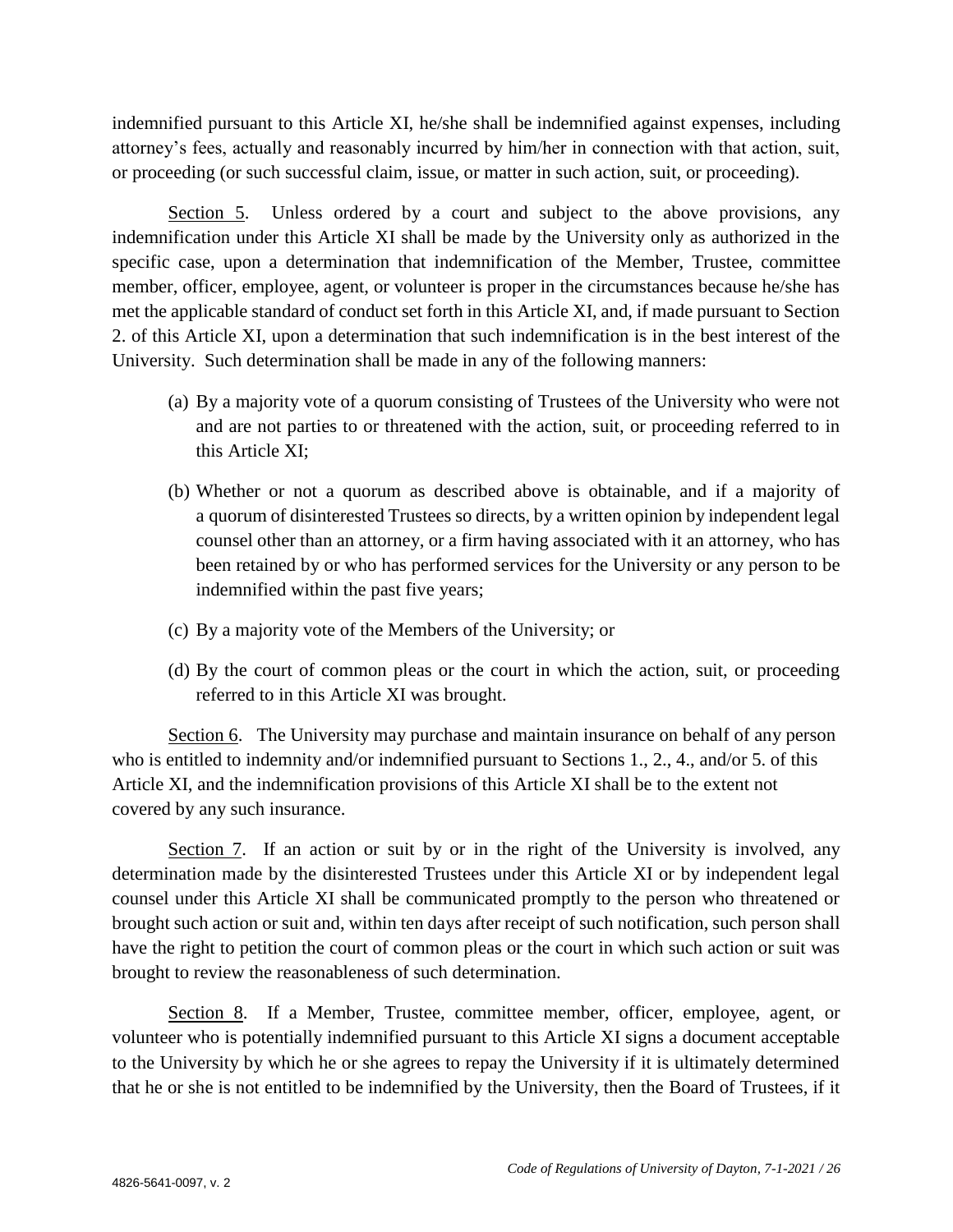indemnified pursuant to this Article XI, he/she shall be indemnified against expenses, including attorney's fees, actually and reasonably incurred by him/her in connection with that action, suit, or proceeding (or such successful claim, issue, or matter in such action, suit, or proceeding).

<u>Section 5</u>. Unless ordered by a court and subject to the above provisions, any indemnification under this Article XI shall be made by the University only as authorized in the specific case, upon a determination that indemnification of the Member, Trustee, committee member, officer, employee, agent, or volunteer is proper in the circumstances because he/she has met the applicable standard of conduct set forth in this Article XI, and, if made pursuant to Section 2. of this Article XI, upon a determination that such indemnification is in the best interest of the University. Such determination shall be made in any of the following manners:

(a) By a majority vote of a quorum consisting of Trustees of the University who were not and are not parties to or threatened with the action, suit, or proceeding referred to in this Article XI;

(b) Whether or not a quorum as described above is obtainable, and if a majority of a quorum of disinterested Trustees so directs, by a written opinion by independent legal counsel other than an attorney, or a firm having associated with it an attorney, who has been retained by or who has performed services for the University or any person to be indemnified within the past five years;

(c) By a majority vote of the Members of the University; or

(d) By the court of common pleas or the court in which the action, suit, or proceeding referred to in this Article XI was brought.

<u>Section 6</u>. The University may purchase and maintain insurance on behalf of any person who is entitled to indemnity and/or indemnified pursuant to Sections 1., 2., 4., and/or 5. of this Article XI, and the indemnification provisions of this Article XI shall be to the extent not covered by any such insurance.

<u>Section 7</u>. If an action or suit by or in the right of the University is involved, any determination made by the disinterested Trustees under this Article XI or by independent legal counsel under this Article XI shall be communicated promptly to the person who threatened or brought such action or suit and, within ten days after receipt of such notification, such person shall have the right to petition the court of common pleas or the court in which such action or suit was brought to review the reasonableness of such determination.

<u>Section 8</u>. If a Member, Trustee, committee member, officer, employee, agent, or volunteer who is potentially indemnified pursuant to this Article XI signs a document acceptable to the University by which he or she agrees to repay the University if it is ultimately determined that he or she is not entitled to be indemnified by the University, then the Board of Trustees, if it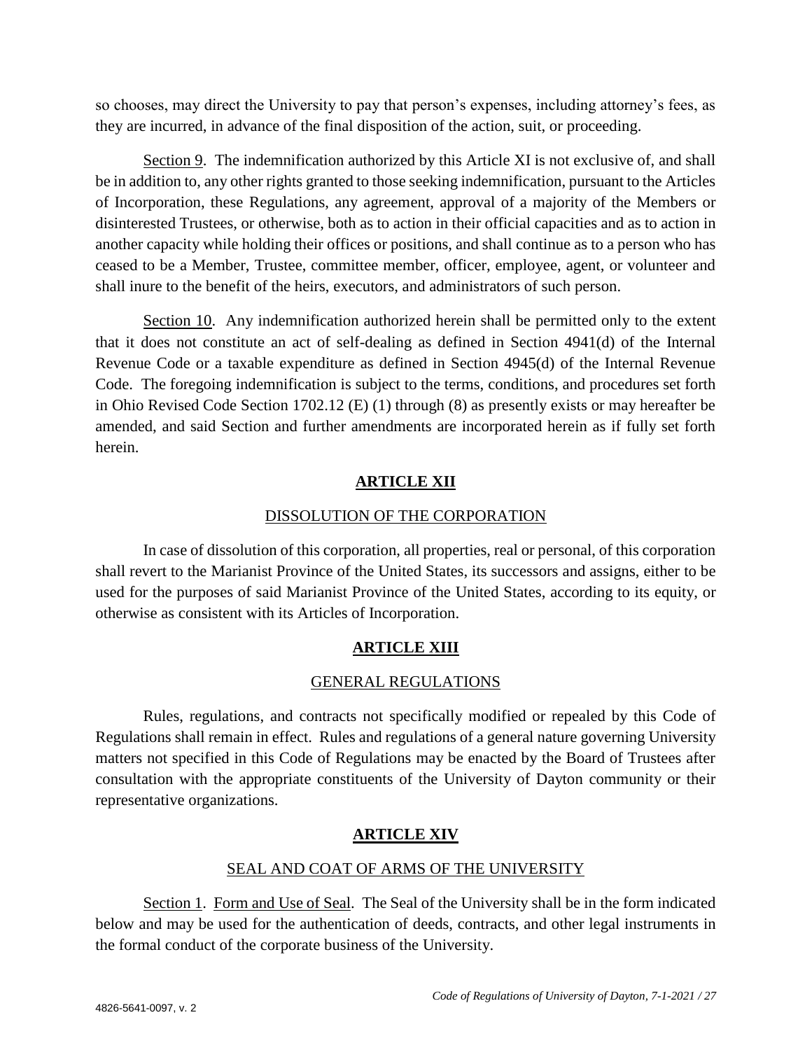so chooses, may direct the University to pay that person's expenses, including attorney's fees, as they are incurred, in advance of the final disposition of the action, suit, or proceeding.

Section 9. The indemnification authorized by this Article XI is not exclusive of, and shall be in addition to, any other rights granted to those seeking indemnification, pursuant to the Articles of Incorporation, these Regulations, any agreement, approval of a majority of the Members or disinterested Trustees, or otherwise, both as to action in their official capacities and as to action in another capacity while holding their offices or positions, and shall continue as to a person who has ceased to be a Member, Trustee, committee member, officer, employee, agent, or volunteer and shall inure to the benefit of the heirs, executors, and administrators of such person.

Section 10. Any indemnification authorized herein shall be permitted only to the extent that it does not constitute an act of self-dealing as defined in Section 4941(d) of the Internal Revenue Code or a taxable expenditure as defined in Section 4945(d) of the Internal Revenue Code. The foregoing indemnification is subject to the terms, conditions, and procedures set forth in Ohio Revised Code Section 1702.12 (E) (1) through (8) as presently exists or may hereafter be amended, and said Section and further amendments are incorporated herein as if fully set forth herein.

## ARTICLE XII

### DISSOLUTION OF THE CORPORATION

In case of dissolution of this corporation, all properties, real or personal, of this corporation shall revert to the Marianist Province of the United States, its successors and assigns, either to be used for the purposes of said Marianist Province of the United States, according to its equity, or otherwise as consistent with its Articles of Incorporation.

## ARTICLE XIII

### GENERAL REGULATIONS

Rules, regulations, and contracts not specifically modified or repealed by this Code of Regulations shall remain in effect. Rules and regulations of a general nature governing University matters not specified in this Code of Regulations may be enacted by the Board of Trustees after consultation with the appropriate constituents of the University of Dayton community or their representative organizations.

## ARTICLE XIV

### SEAL AND COAT OF ARMS OF THE UNIVERSITY

Section 1. Form and Use of Seal. The Seal of the University shall be in the form indicated below and may be used for the authentication of deeds, contracts, and other legal instruments in the formal conduct of the corporate business of the University.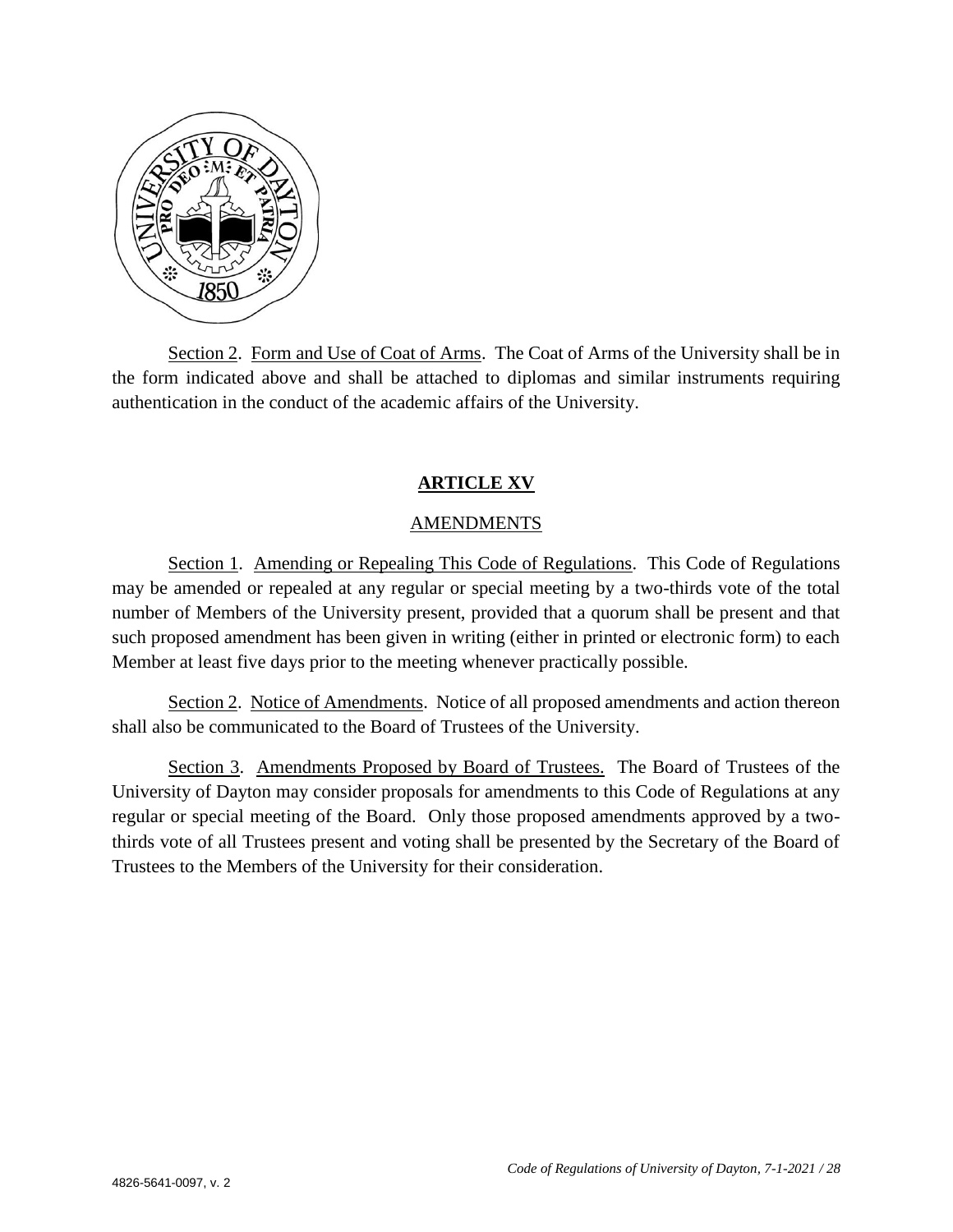Section 2. Form and Use of Coat of Arms. The Coat of Arms of the University shall be in the form indicated above and shall be attached to diplomas and similar instruments requiring authentication in the conduct of the academic affairs of the University.

## ARTICLE XV

### AMENDMENTS

Section 1. Amending or Repealing This Code of Regulations. This Code of Regulations may be amended or repealed at any regular or special meeting by a two-thirds vote of the total number of Members of the University present, provided that a quorum shall be present and that such proposed amendment has been given in writing (either in printed or electronic form) to each Member at least five days prior to the meeting whenever practically possible.

Section 2. Notice of Amendments. Notice of all proposed amendments and action thereon shall also be communicated to the Board of Trustees of the University.

Section 3. Amendments Proposed by Board of Trustees. The Board of Trustees of the University of Dayton may consider proposals for amendments to this Code of Regulations at any regular or special meeting of the Board. Only those proposed amendments approved by a two-thirds vote of all Trustees present and voting shall be presented by the Secretary of the Board of Trustees to the Members of the University for their consideration.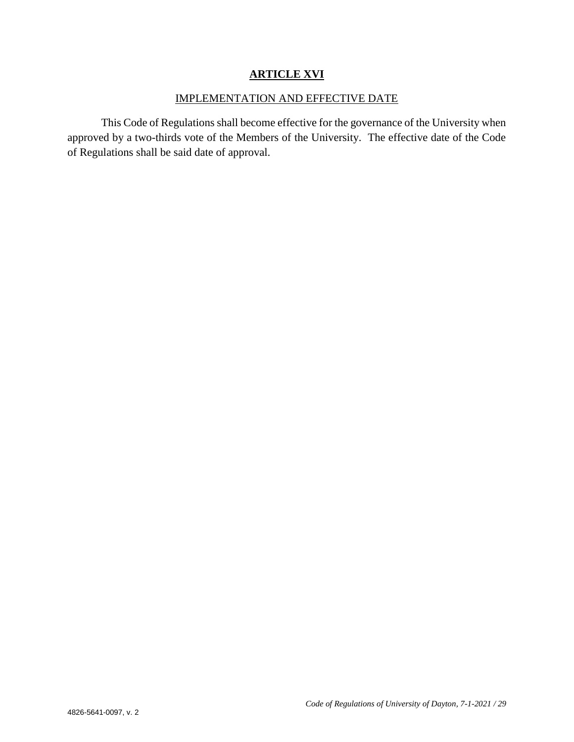## ARTICLE XVI

### IMPLEMENTATION AND EFFECTIVE DATE

This Code of Regulations shall become effective for the governance of the University when approved by a two-thirds vote of the Members of the University. The effective date of the Code of Regulations shall be said date of approval.